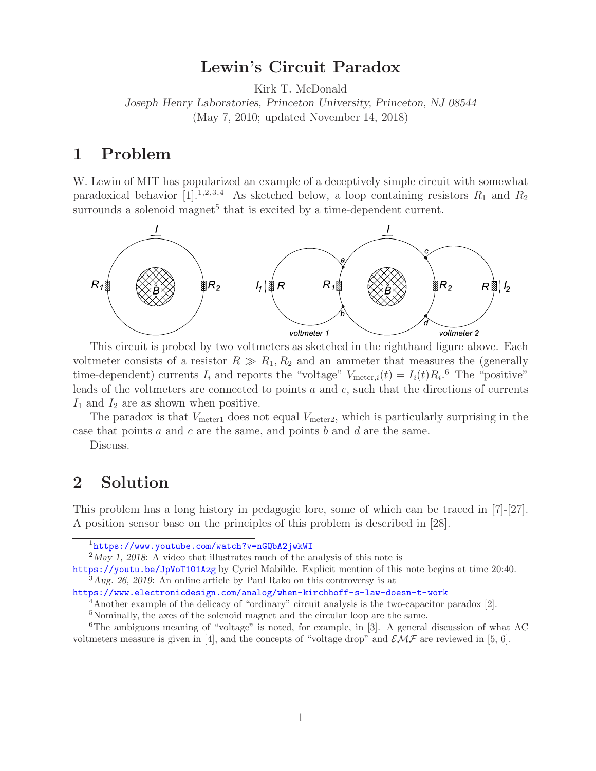# Lewin's Circuit Paradox

Kirk T. McDonald

*Joseph Henry Laboratories, Princeton University, Princeton, NJ 08544*

(May 7, 2010; updated November 14, 2018)

## 1 Problem

W. Lewin of MIT has popularized an example of a deceptively simple circuit with somewhat paradoxical behavior [1].[1,2,3,4] As sketched below, a loop containing resistors $R_1$ and $R_2$ surrounds a solenoid magnet[5] that is excited by a time-dependent current.

This circuit is probed by two voltmeters as sketched in the righthand figure above. Each voltmeter consists of a resistor $R \gg R_1, R_2$ and an ammeter that measures the (generally time-dependent) currents $I_i$ and reports the "voltage" $V_{\text{meter},i}(t) = I_i(t)R_i$.[6] The "positive" leads of the voltmeters are connected to points $a$ and $c$, such that the directions of currents $I_1$ and $I_2$ are as shown when positive.

The paradox is that $V_{\text{meter1}}$ does not equal $V_{\text{meter2}}$, which is particularly surprising in the case that points $a$ and $c$ are the same, and points $b$ and $d$ are the same.

Discuss.

## 2 Solution

This problem has a long history in pedagogic lore, some of which can be traced in [7]-[27]. A position sensor base on the principles of this problem is described in [28].

---

[1] https://www.youtube.com/watch?v=nGQbA2jwkWI

[2] *May 1, 2018*: A video that illustrates much of the analysis of this note is https://youtu.be/JpVoT101Azg by Cyriel Mabilde. Explicit mention of this note begins at time 20:40.

[3] *Aug. 26, 2019*: An online article by Paul Rako on this controversy is at https://www.electronicdesign.com/analog/when-kirchhoff-s-law-doesn-t-work

[4] Another example of the delicacy of "ordinary" circuit analysis is the two-capacitor paradox [2].

[5] Nominally, the axes of the solenoid magnet and the circular loop are the same.

[6] The ambiguous meaning of "voltage" is noted, for example, in [3]. A general discussion of what AC voltmeters measure is given in [4], and the concepts of "voltage drop" and $\mathcal{EMF}$ are reviewed in [5, 6].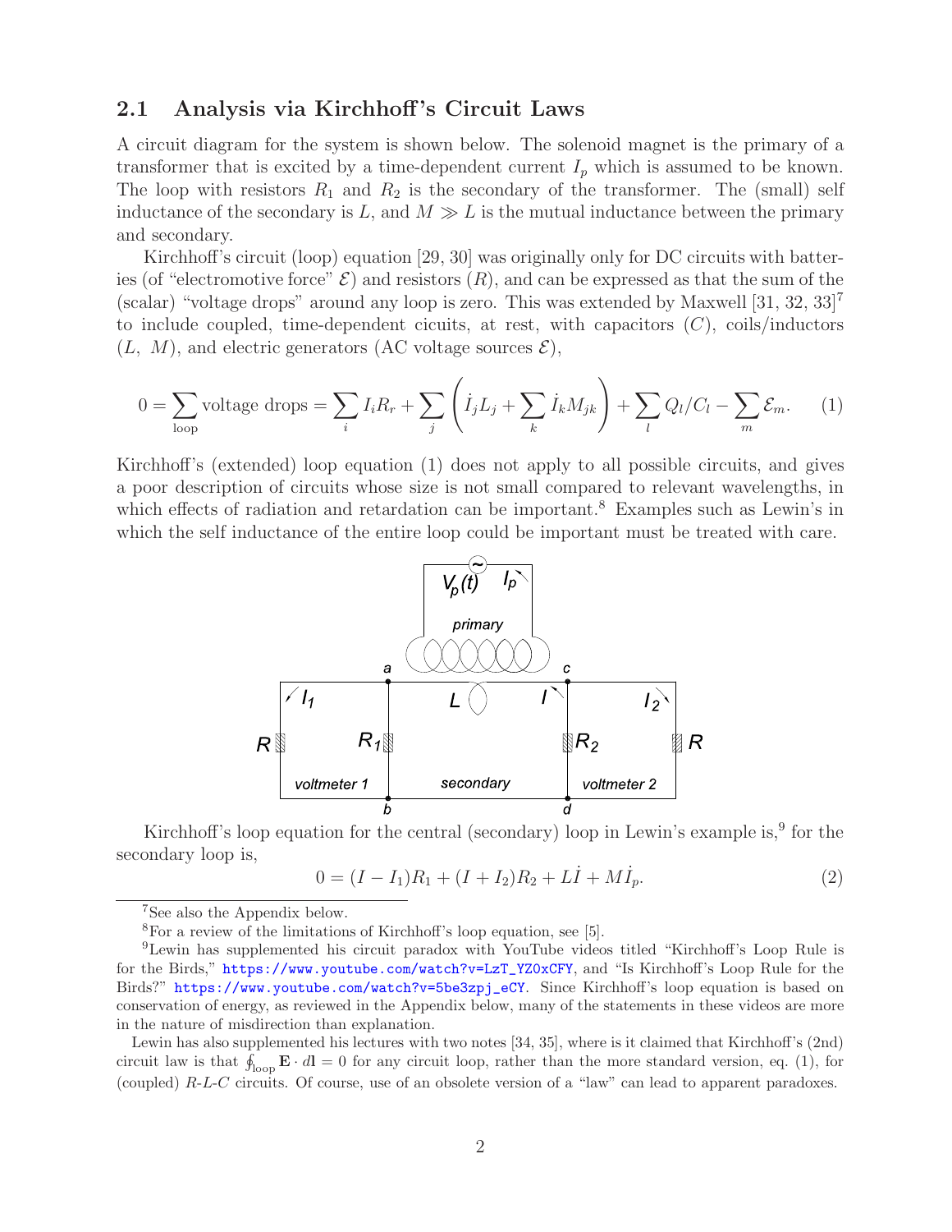## 2.1 Analysis via Kirchhoff's Circuit Laws

A circuit diagram for the system is shown below. The solenoid magnet is the primary of a transformer that is excited by a time-dependent current $I_p$ which is assumed to be known. The loop with resistors $R_1$ and $R_2$ is the secondary of the transformer. The (small) self inductance of the secondary is $L$, and $M \gg L$ is the mutual inductance between the primary and secondary.

Kirchhoff's circuit (loop) equation [29, 30] was originally only for DC circuits with batteries (of "electromotive force" $\mathcal{E}$) and resistors ($R$), and can be expressed as that the sum of the (scalar) "voltage drops" around any loop is zero. This was extended by Maxwell [31, 32, 33][7] to include coupled, time-dependent cicuits, at rest, with capacitors ($C$), coils/inductors ($L$, $M$), and electric generators (AC voltage sources $\mathcal{E}$),

$$0 = \sum_{\text{loop}} \text{voltage drops} = \sum_i I_i R_r + \sum_j \left( \dot{I}_j L_j + \sum_k \dot{I}_k M_{jk} \right) + \sum_l Q_l/C_l - \sum_m \mathcal{E}_m. \tag{1}$$

Kirchhoff's (extended) loop equation (1) does not apply to all possible circuits, and gives a poor description of circuits whose size is not small compared to relevant wavelengths, in which effects of radiation and retardation can be important.[8] Examples such as Lewin's in which the self inductance of the entire loop could be important must be treated with care.

Kirchhoff's loop equation for the central (secondary) loop in Lewin's example is,[9] for the secondary loop is,

$$0 = (I - I_1)R_1 + (I + I_2)R_2 + L\dot{I} + M\dot{I}_p. \tag{2}$$

[7]See also the Appendix below.

[8]For a review of the limitations of Kirchhoff's loop equation, see [5].

[9]Lewin has supplemented his circuit paradox with YouTube videos titled "Kirchhoff's Loop Rule is for the Birds," https://www.youtube.com/watch?v=LzT_YZ0xCFY, and "Is Kirchhoff's Loop Rule for the Birds?" https://www.youtube.com/watch?v=5be3zpj_eCY. Since Kirchhoff's loop equation is based on conservation of energy, as reviewed in the Appendix below, many of the statements in these videos are more in the nature of misdirection than explanation.

Lewin has also supplemented his lectures with two notes [34, 35], where is it claimed that Kirchhoff's (2nd) circuit law is that $\oint_{\text{loop}} \mathbf{E} \cdot d\mathbf{l} = 0$ for any circuit loop, rather than the more standard version, eq. (1), for (coupled) *R-L-C* circuits. Of course, use of an obsolete version of a "law" can lead to apparent paradoxes.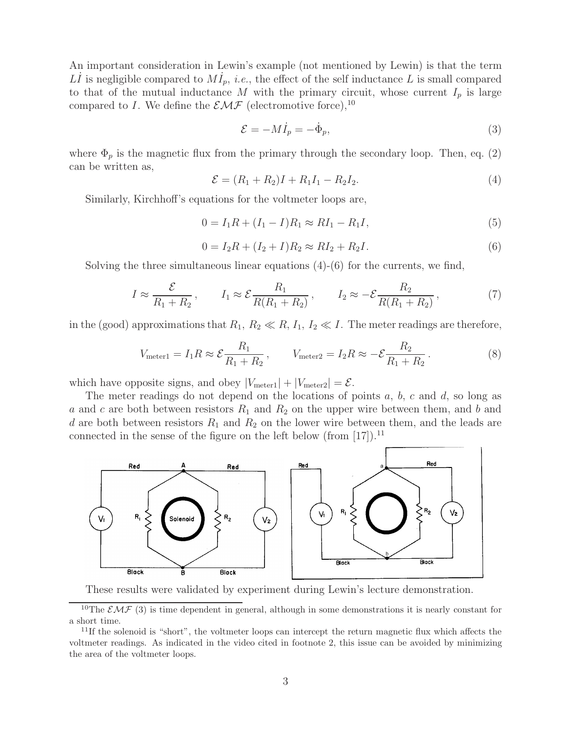An important consideration in Lewin's example (not mentioned by Lewin) is that the term $L\dot{I}$ is negligible compared to $M\dot{I}_p$, *i.e.*, the effect of the self inductance $L$ is small compared to that of the mutual inductance $M$ with the primary circuit, whose current $I_p$ is large compared to $I$. We define the $\mathcal{EMF}$ (electromotive force),[10]

$$\mathcal{E} = -M\dot{I}_p = -\dot{\Phi}_p, \tag{3}$$

where $\Phi_p$ is the magnetic flux from the primary through the secondary loop. Then, eq. (2) can be written as,

$$\mathcal{E} = (R_1 + R_2)I + R_1 I_1 - R_2 I_2. \tag{4}$$

Similarly, Kirchhoff's equations for the voltmeter loops are,

$$0 = I_1 R + (I_1 - I)R_1 \approx RI_1 - R_1 I, \tag{5}$$

$$0 = I_2 R + (I_2 + I)R_2 \approx RI_2 + R_2 I. \tag{6}$$

Solving the three simultaneous linear equations (4)-(6) for the currents, we find,

$$I \approx \frac{\mathcal{E}}{R_1 + R_2}, \qquad I_1 \approx \mathcal{E}\frac{R_1}{R(R_1 + R_2)}, \qquad I_2 \approx -\mathcal{E}\frac{R_2}{R(R_1 + R_2)}, \tag{7}$$

in the (good) approximations that $R_1$, $R_2 \ll R$, $I_1$, $I_2 \ll I$. The meter readings are therefore,

$$V_{\rm meter1} = I_1 R \approx \mathcal{E}\frac{R_1}{R_1 + R_2}, \qquad V_{\rm meter2} = I_2 R \approx -\mathcal{E}\frac{R_2}{R_1 + R_2}. \tag{8}$$

which have opposite signs, and obey $|V_{\rm meter1}| + |V_{\rm meter2}| = \mathcal{E}$.

The meter readings do not depend on the locations of points $a$, $b$, $c$ and $d$, so long as $a$ and $c$ are both between resistors $R_1$ and $R_2$ on the upper wire between them, and $b$ and $d$ are both between resistors $R_1$ and $R_2$ on the lower wire between them, and the leads are connected in the sense of the figure on the left below (from [17]).[11]

These results were validated by experiment during Lewin's lecture demonstration.

---

[10] The $\mathcal{EMF}$ (3) is time dependent in general, although in some demonstrations it is nearly constant for a short time.

[11] If the solenoid is "short", the voltmeter loops can intercept the return magnetic flux which affects the voltmeter readings. As indicated in the video cited in footnote 2, this issue can be avoided by minimizing the area of the voltmeter loops.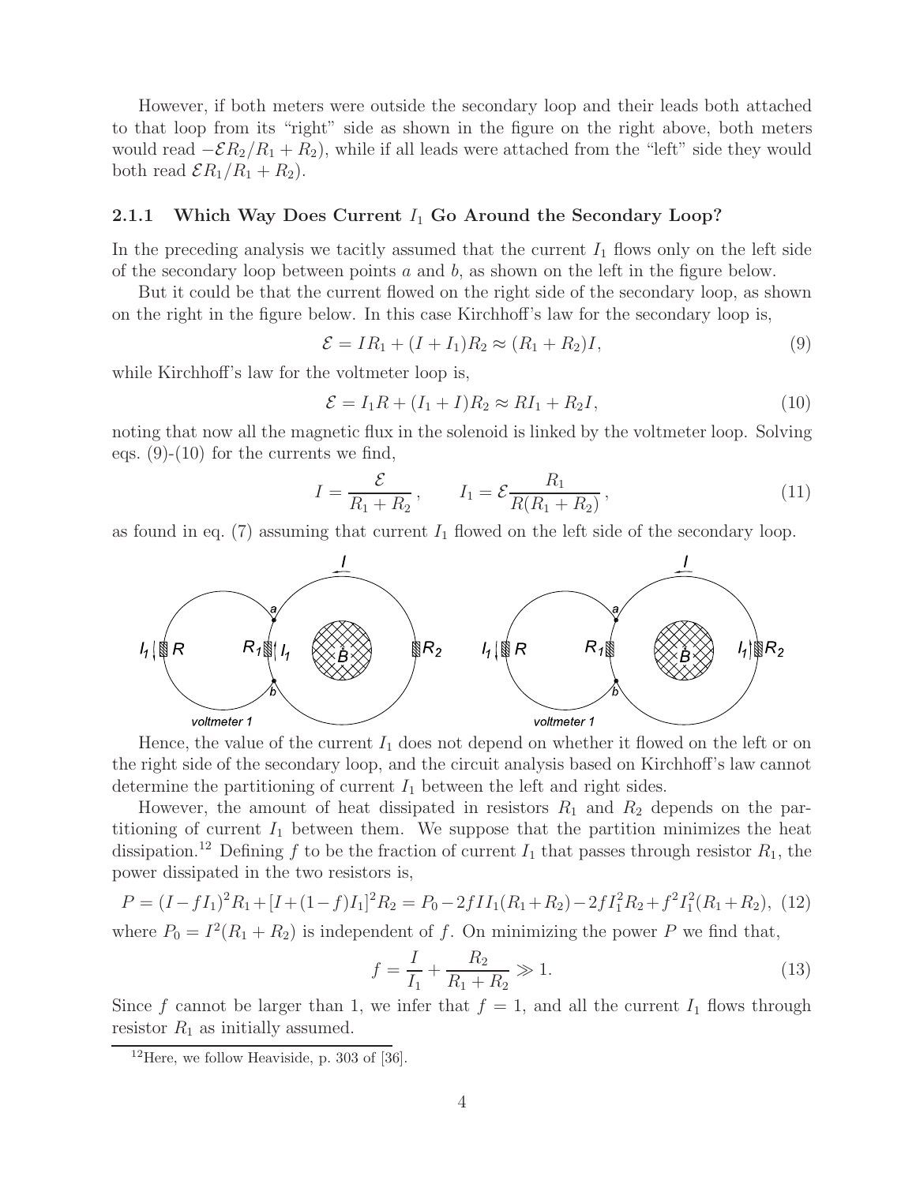However, if both meters were outside the secondary loop and their leads both attached to that loop from its "right" side as shown in the figure on the right above, both meters would read $-\mathcal{E}R_2/R_1 + R_2)$, while if all leads were attached from the "left" side they would both read $\mathcal{E}R_1/R_1 + R_2)$.

### 2.1.1 Which Way Does Current $I_1$ Go Around the Secondary Loop?

In the preceding analysis we tacitly assumed that the current $I_1$ flows only on the left side of the secondary loop between points $a$ and $b$, as shown on the left in the figure below.

But it could be that the current flowed on the right side of the secondary loop, as shown on the right in the figure below. In this case Kirchhoff's law for the secondary loop is,

$$\mathcal{E} = IR_1 + (I + I_1)R_2 \approx (R_1 + R_2)I, \tag{9}$$

while Kirchhoff's law for the voltmeter loop is,

$$\mathcal{E} = I_1 R + (I_1 + I)R_2 \approx RI_1 + R_2 I, \tag{10}$$

noting that now all the magnetic flux in the solenoid is linked by the voltmeter loop. Solving eqs. (9)-(10) for the currents we find,

$$I = \frac{\mathcal{E}}{R_1 + R_2}, \qquad I_1 = \mathcal{E}\frac{R_1}{R(R_1 + R_2)}, \tag{11}$$

as found in eq. (7) assuming that current $I_1$ flowed on the left side of the secondary loop.

Hence, the value of the current $I_1$ does not depend on whether it flowed on the left or on the right side of the secondary loop, and the circuit analysis based on Kirchhoff's law cannot determine the partitioning of current $I_1$ between the left and right sides.

However, the amount of heat dissipated in resistors $R_1$ and $R_2$ depends on the partitioning of current $I_1$ between them. We suppose that the partition minimizes the heat dissipation.[12] Defining $f$ to be the fraction of current $I_1$ that passes through resistor $R_1$, the power dissipated in the two resistors is,

$$P = (I - fI_1)^2 R_1 + [I + (1-f)I_1]^2 R_2 = P_0 - 2fII_1(R_1 + R_2) - 2fI_1^2 R_2 + f^2 I_1^2(R_1 + R_2), \tag{12}$$

where $P_0 = I^2(R_1 + R_2)$ is independent of $f$. On minimizing the power $P$ we find that,

$$f = \frac{I}{I_1} + \frac{R_2}{R_1 + R_2} \gg 1. \tag{13}$$

Since $f$ cannot be larger than 1, we infer that $f = 1$, and all the current $I_1$ flows through resistor $R_1$ as initially assumed.

[12] Here, we follow Heaviside, p. 303 of [36].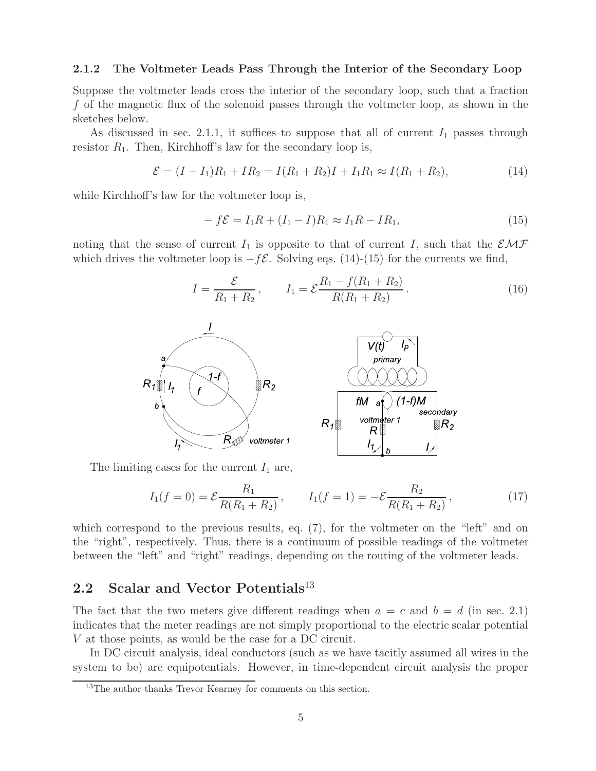### 2.1.2 The Voltmeter Leads Pass Through the Interior of the Secondary Loop

Suppose the voltmeter leads cross the interior of the secondary loop, such that a fraction $f$ of the magnetic flux of the solenoid passes through the voltmeter loop, as shown in the sketches below.

As discussed in sec. 2.1.1, it suffices to suppose that all of current $I_1$ passes through resistor $R_1$. Then, Kirchhoff's law for the secondary loop is,

$$\mathcal{E} = (I - I_1)R_1 + IR_2 = I(R_1 + R_2)I + I_1 R_1 \approx I(R_1 + R_2), \tag{14}$$

while Kirchhoff's law for the voltmeter loop is,

$$-f\mathcal{E} = I_1 R + (I_1 - I)R_1 \approx I_1 R - IR_1, \tag{15}$$

noting that the sense of current $I_1$ is opposite to that of current $I$, such that the $\mathcal{EMF}$ which drives the voltmeter loop is $-f\mathcal{E}$. Solving eqs. (14)-(15) for the currents we find,

$$I = \frac{\mathcal{E}}{R_1 + R_2}, \qquad I_1 = \mathcal{E}\frac{R_1 - f(R_1 + R_2)}{R(R_1 + R_2)}. \tag{16}$$

The limiting cases for the current $I_1$ are,

$$I_1(f = 0) = \mathcal{E}\frac{R_1}{R(R_1 + R_2)}, \qquad I_1(f = 1) = -\mathcal{E}\frac{R_2}{R(R_1 + R_2)}, \tag{17}$$

which correspond to the previous results, eq. (7), for the voltmeter on the "left" and on the "right", respectively. Thus, there is a continuum of possible readings of the voltmeter between the "left" and "right" readings, depending on the routing of the voltmeter leads.

## 2.2 Scalar and Vector Potentials[13]

The fact that the two meters give different readings when $a = c$ and $b = d$ (in sec. 2.1) indicates that the meter readings are not simply proportional to the electric scalar potential $V$ at those points, as would be the case for a DC circuit.

In DC circuit analysis, ideal conductors (such as we have tacitly assumed all wires in the system to be) are equipotentials. However, in time-dependent circuit analysis the proper

[13] The author thanks Trevor Kearney for comments on this section.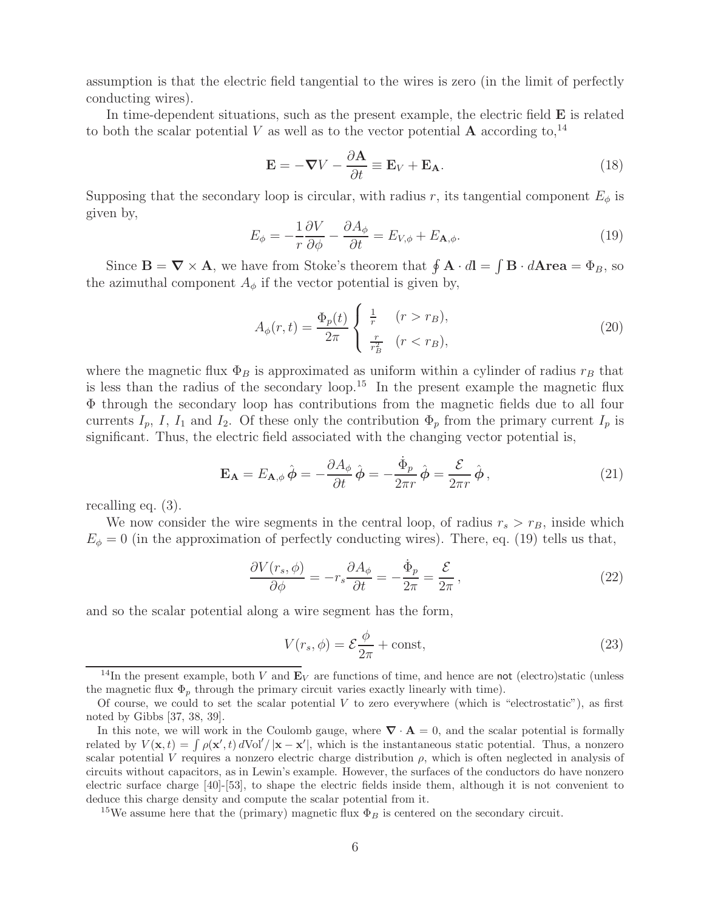assumption is that the electric field tangential to the wires is zero (in the limit of perfectly conducting wires).

In time-dependent situations, such as the present example, the electric field $\mathbf{E}$ is related to both the scalar potential $V$ as well as to the vector potential $\mathbf{A}$ according to,[14]

$$\mathbf{E} = -\boldsymbol{\nabla} V - \frac{\partial \mathbf{A}}{\partial t} \equiv \mathbf{E}_V + \mathbf{E}_\mathbf{A}. \tag{18}$$

Supposing that the secondary loop is circular, with radius $r$, its tangential component $E_\phi$ is given by,

$$E_\phi = -\frac{1}{r}\frac{\partial V}{\partial \phi} - \frac{\partial A_\phi}{\partial t} = E_{V,\phi} + E_{\mathbf{A},\phi}. \tag{19}$$

Since $\mathbf{B} = \boldsymbol{\nabla} \times \mathbf{A}$, we have from Stoke's theorem that $\oint \mathbf{A} \cdot d\mathbf{l} = \int \mathbf{B} \cdot d\mathbf{Area} = \Phi_B$, so the azimuthal component $A_\phi$ if the vector potential is given by,

$$A_\phi(r,t) = \frac{\Phi_p(t)}{2\pi} \begin{cases} \frac{1}{r} & (r > r_B), \\ \frac{r}{r_B^2} & (r < r_B), \end{cases} \tag{20}$$

where the magnetic flux $\Phi_B$ is approximated as uniform within a cylinder of radius $r_B$ that is less than the radius of the secondary loop.[15] In the present example the magnetic flux $\Phi$ through the secondary loop has contributions from the magnetic fields due to all four currents $I_p$, $I$, $I_1$ and $I_2$. Of these only the contribution $\Phi_p$ from the primary current $I_p$ is significant. Thus, the electric field associated with the changing vector potential is,

$$\mathbf{E}_\mathbf{A} = E_{\mathbf{A},\phi}\,\hat{\boldsymbol{\phi}} = -\frac{\partial A_\phi}{\partial t}\,\hat{\boldsymbol{\phi}} = -\frac{\dot{\Phi}_p}{2\pi r}\,\hat{\boldsymbol{\phi}} = \frac{\mathcal{E}}{2\pi r}\,\hat{\boldsymbol{\phi}}, \tag{21}$$

recalling eq. (3).

We now consider the wire segments in the central loop, of radius $r_s > r_B$, inside which $E_\phi = 0$ (in the approximation of perfectly conducting wires). There, eq. (19) tells us that,

$$\frac{\partial V(r_s,\phi)}{\partial \phi} = -r_s \frac{\partial A_\phi}{\partial t} = -\frac{\dot{\Phi}_p}{2\pi} = \frac{\mathcal{E}}{2\pi}, \tag{22}$$

and so the scalar potential along a wire segment has the form,

$$V(r_s,\phi) = \mathcal{E}\frac{\phi}{2\pi} + \text{const}, \tag{23}$$

[14] In the present example, both $V$ and $\mathbf{E}_V$ are functions of time, and hence are not (electro)static (unless the magnetic flux $\Phi_p$ through the primary circuit varies exactly linearly with time).

Of course, we could to set the scalar potential $V$ to zero everywhere (which is "electrostatic"), as first noted by Gibbs [37, 38, 39].

In this note, we will work in the Coulomb gauge, where $\boldsymbol{\nabla} \cdot \mathbf{A} = 0$, and the scalar potential is formally related by $V(\mathbf{x},t) = \int \rho(\mathbf{x}',t)\, d\text{Vol}'/|\mathbf{x} - \mathbf{x}'|$, which is the instantaneous static potential. Thus, a nonzero scalar potential $V$ requires a nonzero electric charge distribution $\rho$, which is often neglected in analysis of circuits without capacitors, as in Lewin's example. However, the surfaces of the conductors do have nonzero electric surface charge [40]-[53], to shape the electric fields inside them, although it is not convenient to deduce this charge density and compute the scalar potential from it.

[15] We assume here that the (primary) magnetic flux $\Phi_B$ is centered on the secondary circuit.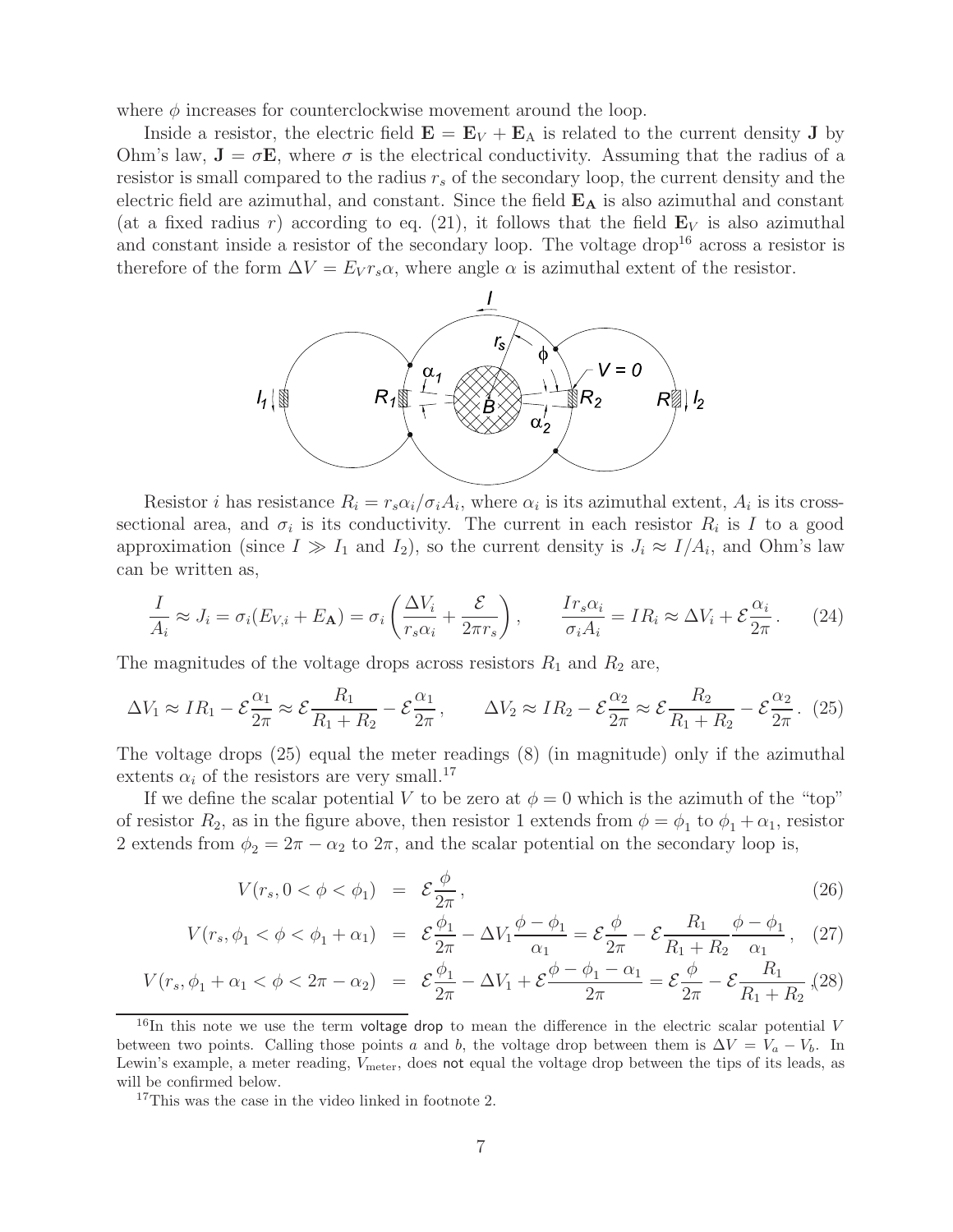where $\phi$ increases for counterclockwise movement around the loop.

Inside a resistor, the electric field $\mathbf{E} = \mathbf{E}_V + \mathbf{E}_A$ is related to the current density $\mathbf{J}$ by Ohm's law, $\mathbf{J} = \sigma\mathbf{E}$, where $\sigma$ is the electrical conductivity. Assuming that the radius of a resistor is small compared to the radius $r_s$ of the secondary loop, the current density and the electric field are azimuthal, and constant. Since the field $\mathbf{E_A}$ is also azimuthal and constant (at a fixed radius $r$) according to eq. (21), it follows that the field $\mathbf{E}_V$ is also azimuthal and constant inside a resistor of the secondary loop. The voltage drop[16] across a resistor is therefore of the form $\Delta V = E_V r_s \alpha$, where angle $\alpha$ is azimuthal extent of the resistor.

Resistor $i$ has resistance $R_i = r_s\alpha_i/\sigma_i A_i$, where $\alpha_i$ is its azimuthal extent, $A_i$ is its cross-sectional area, and $\sigma_i$ is its conductivity. The current in each resistor $R_i$ is $I$ to a good approximation (since $I \gg I_1$ and $I_2$), so the current density is $J_i \approx I/A_i$, and Ohm's law can be written as,

$$\frac{I}{A_i} \approx J_i = \sigma_i(E_{V,i} + E_{\mathbf{A}}) = \sigma_i \left( \frac{\Delta V_i}{r_s \alpha_i} + \frac{\mathcal{E}}{2\pi r_s} \right), \qquad \frac{I r_s \alpha_i}{\sigma_i A_i} = I R_i \approx \Delta V_i + \mathcal{E}\frac{\alpha_i}{2\pi}. \tag{24}$$

The magnitudes of the voltage drops across resistors $R_1$ and $R_2$ are,

$$\Delta V_1 \approx I R_1 - \mathcal{E}\frac{\alpha_1}{2\pi} \approx \mathcal{E}\frac{R_1}{R_1 + R_2} - \mathcal{E}\frac{\alpha_1}{2\pi}, \qquad \Delta V_2 \approx I R_2 - \mathcal{E}\frac{\alpha_2}{2\pi} \approx \mathcal{E}\frac{R_2}{R_1 + R_2} - \mathcal{E}\frac{\alpha_2}{2\pi}. \tag{25}$$

The voltage drops (25) equal the meter readings (8) (in magnitude) only if the azimuthal extents $\alpha_i$ of the resistors are very small.[17]

If we define the scalar potential $V$ to be zero at $\phi = 0$ which is the azimuth of the "top" of resistor $R_2$, as in the figure above, then resistor 1 extends from $\phi = \phi_1$ to $\phi_1 + \alpha_1$, resistor 2 extends from $\phi_2 = 2\pi - \alpha_2$ to $2\pi$, and the scalar potential on the secondary loop is,

$$V(r_s, 0 < \phi < \phi_1) = \mathcal{E}\frac{\phi}{2\pi}, \tag{26}$$

$$V(r_s, \phi_1 < \phi < \phi_1 + \alpha_1) = \mathcal{E}\frac{\phi_1}{2\pi} - \Delta V_1 \frac{\phi - \phi_1}{\alpha_1} = \mathcal{E}\frac{\phi}{2\pi} - \mathcal{E}\frac{R_1}{R_1 + R_2}\frac{\phi - \phi_1}{\alpha_1}, \tag{27}$$

$$V(r_s, \phi_1 + \alpha_1 < \phi < 2\pi - \alpha_2) = \mathcal{E}\frac{\phi_1}{2\pi} - \Delta V_1 + \mathcal{E}\frac{\phi - \phi_1 - \alpha_1}{2\pi} = \mathcal{E}\frac{\phi}{2\pi} - \mathcal{E}\frac{R_1}{R_1 + R_2}, \tag{28}$$

---

[16] In this note we use the term voltage drop to mean the difference in the electric scalar potential $V$ between two points. Calling those points $a$ and $b$, the voltage drop between them is $\Delta V = V_a - V_b$. In Lewin's example, a meter reading, $V_{\rm meter}$, does not equal the voltage drop between the tips of its leads, as will be confirmed below.

[17] This was the case in the video linked in footnote 2.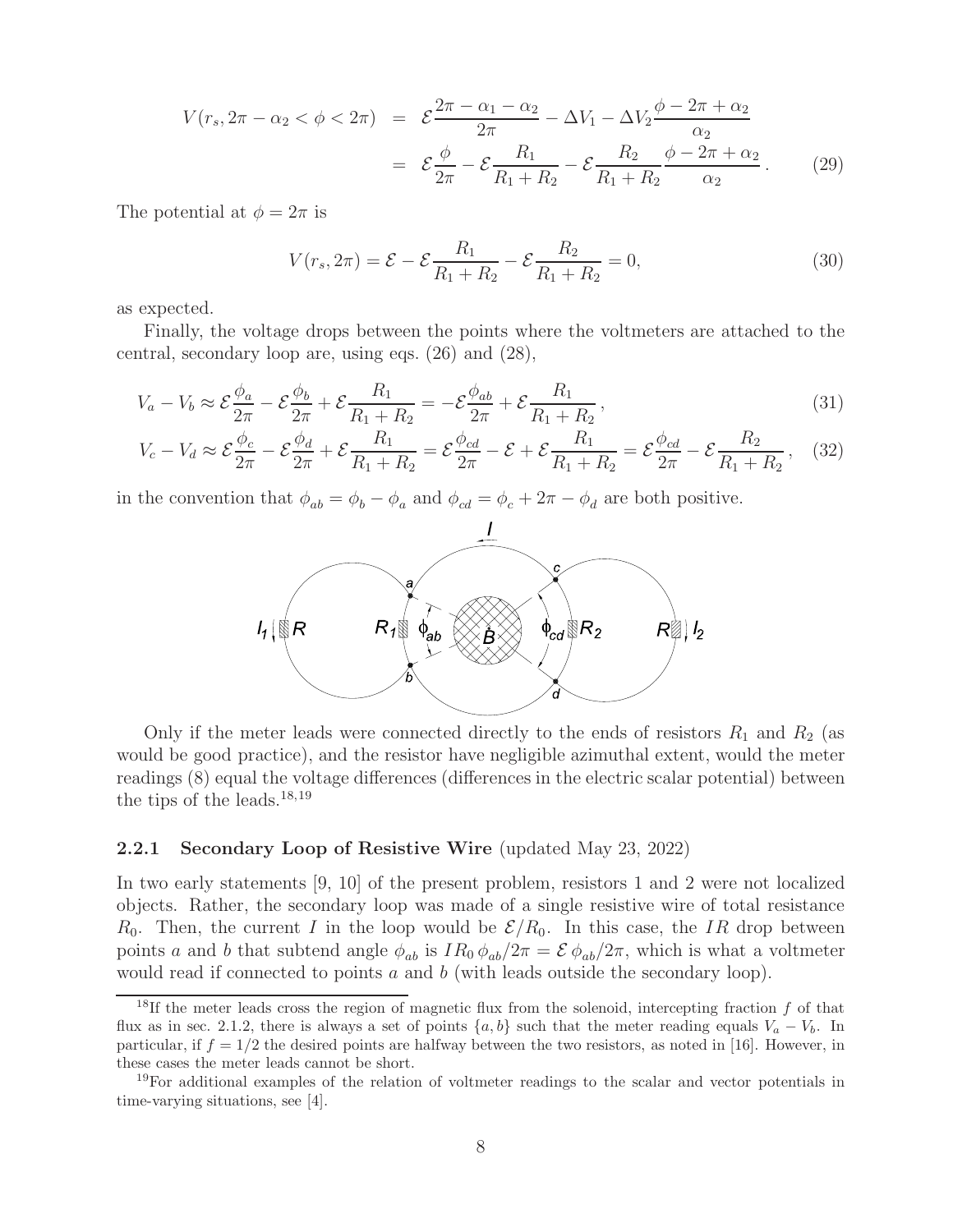$$
\begin{aligned}
V(r_s, 2\pi - \alpha_2 < \phi < 2\pi) &= \mathcal{E}\frac{2\pi - \alpha_1 - \alpha_2}{2\pi} - \Delta V_1 - \Delta V_2 \frac{\phi - 2\pi + \alpha_2}{\alpha_2} \\
&= \mathcal{E}\frac{\phi}{2\pi} - \mathcal{E}\frac{R_1}{R_1 + R_2} - \mathcal{E}\frac{R_2}{R_1 + R_2}\frac{\phi - 2\pi + \alpha_2}{\alpha_2}\,. \qquad (29)
\end{aligned}
$$

The potential at $\phi = 2\pi$ is

$$
V(r_s, 2\pi) = \mathcal{E} - \mathcal{E}\frac{R_1}{R_1 + R_2} - \mathcal{E}\frac{R_2}{R_1 + R_2} = 0, \qquad (30)
$$

as expected.

Finally, the voltage drops between the points where the voltmeters are attached to the central, secondary loop are, using eqs. (26) and (28),

$$
V_a - V_b \approx \mathcal{E}\frac{\phi_a}{2\pi} - \mathcal{E}\frac{\phi_b}{2\pi} + \mathcal{E}\frac{R_1}{R_1 + R_2} = -\mathcal{E}\frac{\phi_{ab}}{2\pi} + \mathcal{E}\frac{R_1}{R_1 + R_2}\,, \qquad (31)
$$

$$
V_c - V_d \approx \mathcal{E}\frac{\phi_c}{2\pi} - \mathcal{E}\frac{\phi_d}{2\pi} + \mathcal{E}\frac{R_1}{R_1 + R_2} = \mathcal{E}\frac{\phi_{cd}}{2\pi} - \mathcal{E} + \mathcal{E}\frac{R_1}{R_1 + R_2} = \mathcal{E}\frac{\phi_{cd}}{2\pi} - \mathcal{E}\frac{R_2}{R_1 + R_2}\,, \qquad (32)
$$

in the convention that $\phi_{ab} = \phi_b - \phi_a$ and $\phi_{cd} = \phi_c + 2\pi - \phi_d$ are both positive.

Only if the meter leads were connected directly to the ends of resistors $R_1$ and $R_2$ (as would be good practice), and the resistor have negligible azimuthal extent, would the meter readings (8) equal the voltage differences (differences in the electric scalar potential) between the tips of the leads.[18,19]

### 2.2.1 Secondary Loop of Resistive Wire (updated May 23, 2022)

In two early statements [9, 10] of the present problem, resistors 1 and 2 were not localized objects. Rather, the secondary loop was made of a single resistive wire of total resistance $R_0$. Then, the current $I$ in the loop would be $\mathcal{E}/R_0$. In this case, the $IR$ drop between points $a$ and $b$ that subtend angle $\phi_{ab}$ is $IR_0\,\phi_{ab}/2\pi = \mathcal{E}\,\phi_{ab}/2\pi$, which is what a voltmeter would read if connected to points $a$ and $b$ (with leads outside the secondary loop).

[18] If the meter leads cross the region of magnetic flux from the solenoid, intercepting fraction $f$ of that flux as in sec. 2.1.2, there is always a set of points $\{a, b\}$ such that the meter reading equals $V_a - V_b$. In particular, if $f = 1/2$ the desired points are halfway between the two resistors, as noted in [16]. However, in these cases the meter leads cannot be short.

[19] For additional examples of the relation of voltmeter readings to the scalar and vector potentials in time-varying situations, see [4].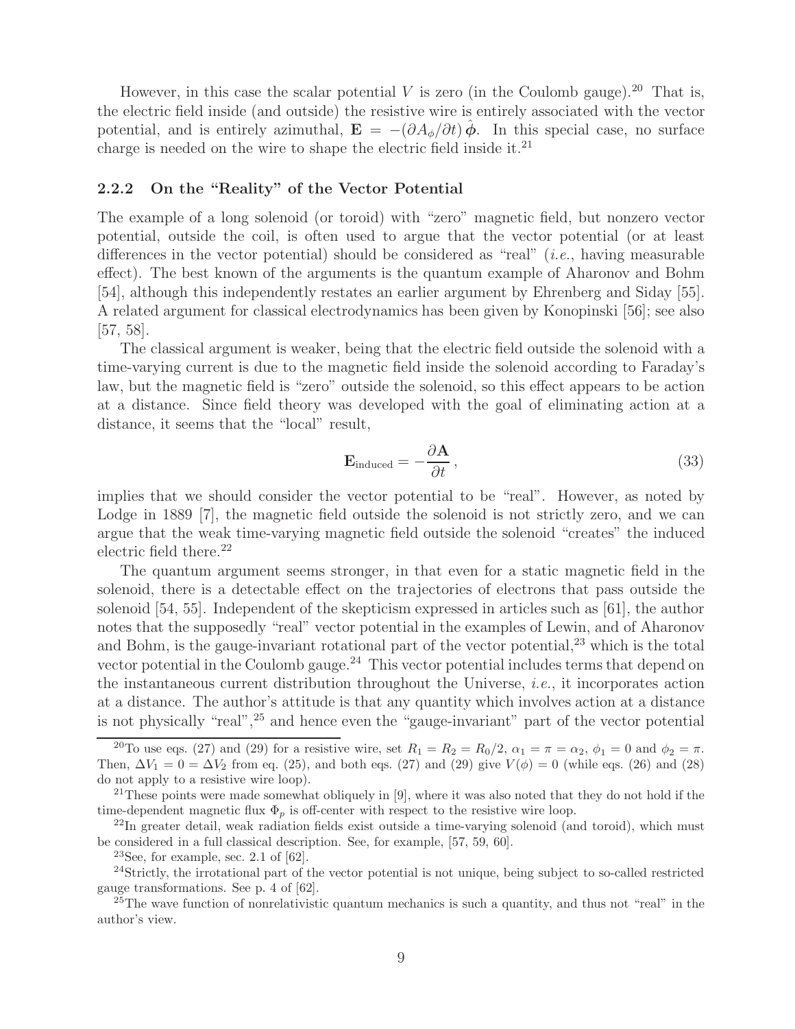However, in this case the scalar potential $V$ is zero (in the Coulomb gauge).[20] That is, the electric field inside (and outside) the resistive wire is entirely associated with the vector potential, and is entirely azimuthal, $\mathbf{E} = -(\partial A_\phi/\partial t)\,\hat{\boldsymbol{\phi}}$. In this special case, no surface charge is needed on the wire to shape the electric field inside it.[21]

### 2.2.2 On the "Reality" of the Vector Potential

The example of a long solenoid (or toroid) with "zero" magnetic field, but nonzero vector potential, outside the coil, is often used to argue that the vector potential (or at least differences in the vector potential) should be considered as "real" (*i.e.*, having measurable effect). The best known of the arguments is the quantum example of Aharonov and Bohm [54], although this independently restates an earlier argument by Ehrenberg and Siday [55]. A related argument for classical electrodynamics has been given by Konopinski [56]; see also [57, 58].

The classical argument is weaker, being that the electric field outside the solenoid with a time-varying current is due to the magnetic field inside the solenoid according to Faraday's law, but the magnetic field is "zero" outside the solenoid, so this effect appears to be action at a distance. Since field theory was developed with the goal of eliminating action at a distance, it seems that the "local" result,

$$\mathbf{E}_{\rm induced} = -\frac{\partial \mathbf{A}}{\partial t}\,, \tag{33}$$

implies that we should consider the vector potential to be "real". However, as noted by Lodge in 1889 [7], the magnetic field outside the solenoid is not strictly zero, and we can argue that the weak time-varying magnetic field outside the solenoid "creates" the induced electric field there.[22]

The quantum argument seems stronger, in that even for a static magnetic field in the solenoid, there is a detectable effect on the trajectories of electrons that pass outside the solenoid [54, 55]. Independent of the skepticism expressed in articles such as [61], the author notes that the supposedly "real" vector potential in the examples of Lewin, and of Aharonov and Bohm, is the gauge-invariant rotational part of the vector potential,[23] which is the total vector potential in the Coulomb gauge.[24] This vector potential includes terms that depend on the instantaneous current distribution throughout the Universe, *i.e.*, it incorporates action at a distance. The author's attitude is that any quantity which involves action at a distance is not physically "real",[25] and hence even the "gauge-invariant" part of the vector potential

---

[20] To use eqs. (27) and (29) for a resistive wire, set $R_1 = R_2 = R_0/2$, $\alpha_1 = \pi = \alpha_2$, $\phi_1 = 0$ and $\phi_2 = \pi$. Then, $\Delta V_1 = 0 = \Delta V_2$ from eq. (25), and both eqs. (27) and (29) give $V(\phi) = 0$ (while eqs. (26) and (28) do not apply to a resistive wire loop).

[21] These points were made somewhat obliquely in [9], where it was also noted that they do not hold if the time-dependent magnetic flux $\Phi_p$ is off-center with respect to the resistive wire loop.

[22] In greater detail, weak radiation fields exist outside a time-varying solenoid (and toroid), which must be considered in a full classical description. See, for example, [57, 59, 60].

[23] See, for example, sec. 2.1 of [62].

[24] Strictly, the irrotational part of the vector potential is not unique, being subject to so-called restricted gauge transformations. See p. 4 of [62].

[25] The wave function of nonrelativistic quantum mechanics is such a quantity, and thus not "real" in the author's view.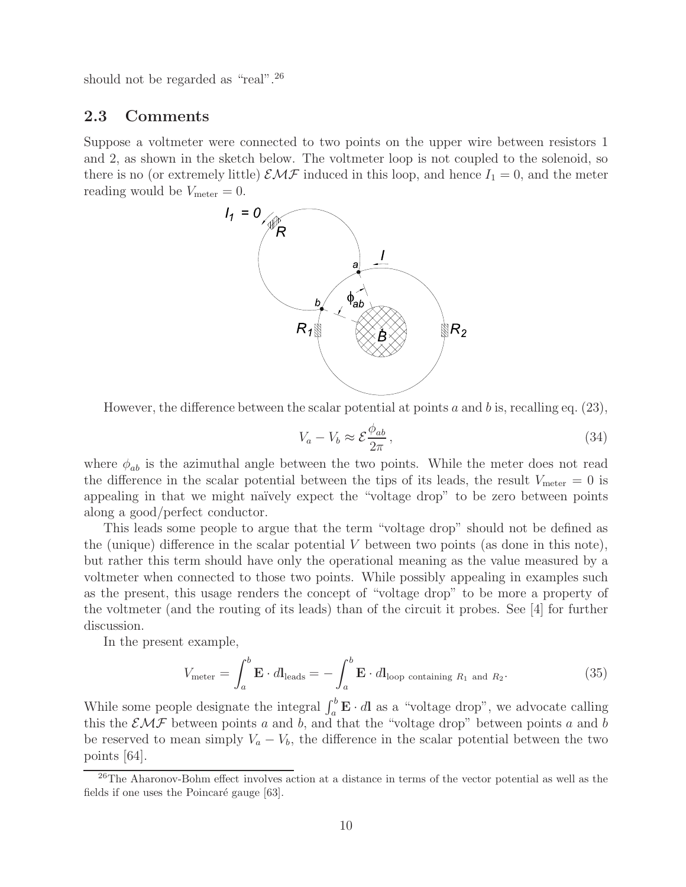should not be regarded as "real".[26]

## 2.3 Comments

Suppose a voltmeter were connected to two points on the upper wire between resistors 1 and 2, as shown in the sketch below. The voltmeter loop is not coupled to the solenoid, so there is no (or extremely little) $\mathcal{EMF}$ induced in this loop, and hence $I_1 = 0$, and the meter reading would be $V_{\rm meter} = 0$.

However, the difference between the scalar potential at points $a$ and $b$ is, recalling eq. (23),

$$V_a - V_b \approx \mathcal{E}\frac{\phi_{ab}}{2\pi}\,, \tag{34}$$

where $\phi_{ab}$ is the azimuthal angle between the two points. While the meter does not read the difference in the scalar potential between the tips of its leads, the result $V_{\rm meter} = 0$ is appealing in that we might naïvely expect the "voltage drop" to be zero between points along a good/perfect conductor.

This leads some people to argue that the term "voltage drop" should not be defined as the (unique) difference in the scalar potential $V$ between two points (as done in this note), but rather this term should have only the operational meaning as the value measured by a voltmeter when connected to those two points. While possibly appealing in examples such as the present, this usage renders the concept of "voltage drop" to be more a property of the voltmeter (and the routing of its leads) than of the circuit it probes. See [4] for further discussion.

In the present example,

$$V_{\rm meter} = \int_a^b \mathbf{E}\cdot d\mathbf{l}_{\rm leads} = -\int_a^b \mathbf{E}\cdot d\mathbf{l}_{\text{loop containing } R_1 \text{ and } R_2}. \tag{35}$$

While some people designate the integral $\int_a^b \mathbf{E}\cdot d\mathbf{l}$ as a "voltage drop", we advocate calling this the $\mathcal{EMF}$ between points $a$ and $b$, and that the "voltage drop" between points $a$ and $b$ be reserved to mean simply $V_a - V_b$, the difference in the scalar potential between the two points [64].

[26] The Aharonov-Bohm effect involves action at a distance in terms of the vector potential as well as the fields if one uses the Poincaré gauge [63].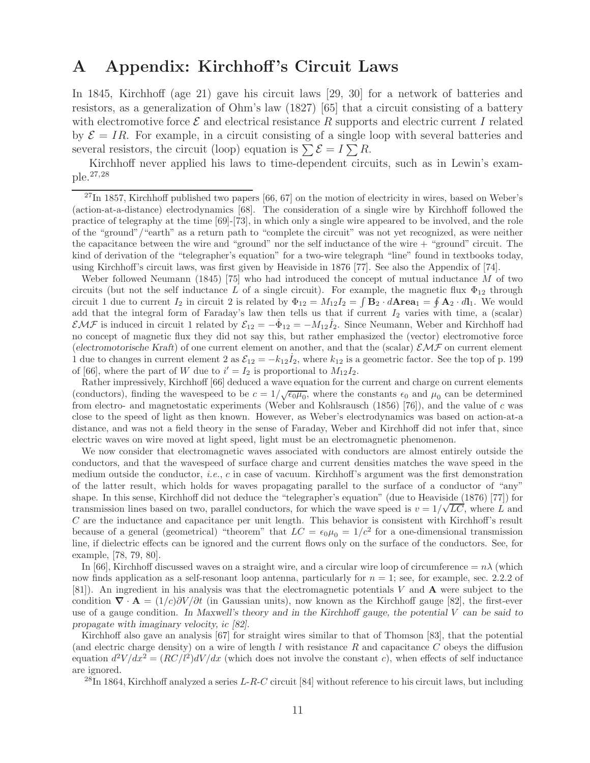# A Appendix: Kirchhoff's Circuit Laws

In 1845, Kirchhoff (age 21) gave his circuit laws [29, 30] for a network of batteries and resistors, as a generalization of Ohm's law (1827) [65] that a circuit consisting of a battery with electromotive force $\mathcal{E}$ and electrical resistance $R$ supports and electric current $I$ related by $\mathcal{E} = IR$. For example, in a circuit consisting of a single loop with several batteries and several resistors, the circuit (loop) equation is $\sum \mathcal{E} = I \sum R$.

Kirchhoff never applied his laws to time-dependent circuits, such as in Lewin's example.[27,28]

---

[27] In 1857, Kirchhoff published two papers [66, 67] on the motion of electricity in wires, based on Weber's (action-at-a-distance) electrodynamics [68]. The consideration of a single wire by Kirchhoff followed the practice of telegraphy at the time [69]-[73], in which only a single wire appeared to be involved, and the role of the "ground"/"earth" as a return path to "complete the circuit" was not yet recognized, as were neither the capacitance between the wire and "ground" nor the self inductance of the wire + "ground" circuit. The kind of derivation of the "telegrapher's equation" for a two-wire telegraph "line" found in textbooks today, using Kirchhoff's circuit laws, was first given by Heaviside in 1876 [77]. See also the Appendix of [74].

Weber followed Neumann (1845) [75] who had introduced the concept of mutual inductance $M$ of two circuits (but not the self inductance $L$ of a single circuit). For example, the magnetic flux $\Phi_{12}$ through circuit 1 due to current $I_2$ in circuit 2 is related by $\Phi_{12} = M_{12} I_2 = \int \mathbf{B}_2 \cdot d\mathbf{Area}_1 = \oint \mathbf{A}_2 \cdot d\mathbf{l}_1$. We would add that the integral form of Faraday's law then tells us that if current $I_2$ varies with time, a (scalar) $\mathcal{EMF}$ is induced in circuit 1 related by $\mathcal{E}_{12} = -\dot{\Phi}_{12} = -M_{12}\dot{I}_2$. Since Neumann, Weber and Kirchhoff had no concept of magnetic flux they did not say this, but rather emphasized the (vector) electromotive force (*electromotorische Kraft*) of one current element on another, and that the (scalar) $\mathcal{EMF}$ on current element 1 due to changes in current element 2 as $\mathcal{E}_{12} = -k_{12}\dot{I}_2$, where $k_{12}$ is a geometric factor. See the top of p. 199 of [66], where the part of $W$ due to $i' = I_2$ is proportional to $M_{12} I_2$.

Rather impressively, Kirchhoff [66] deduced a wave equation for the current and charge on current elements (conductors), finding the wavespeed to be $c = 1/\sqrt{\epsilon_0 \mu_0}$, where the constants $\epsilon_0$ and $\mu_0$ can be determined from electro- and magnetostatic experiments (Weber and Kohlsrausch (1856) [76]), and the value of $c$ was close to the speed of light as then known. However, as Weber's electrodynamics was based on action-at-a distance, and was not a field theory in the sense of Faraday, Weber and Kirchhoff did not infer that, since electric waves on wire moved at light speed, light must be an electromagnetic phenomenon.

We now consider that electromagnetic waves associated with conductors are almost entirely outside the conductors, and that the wavespeed of surface charge and current densities matches the wave speed in the medium outside the conductor, *i.e.*, $c$ in case of vacuum. Kirchhoff's argument was the first demonstration of the latter result, which holds for waves propagating parallel to the surface of a conductor of "any" shape. In this sense, Kirchhoff did not deduce the "telegrapher's equation" (due to Heaviside (1876) [77]) for transmission lines based on two, parallel conductors, for which the wave speed is $v = 1/\sqrt{LC}$, where $L$ and $C$ are the inductance and capacitance per unit length. This behavior is consistent with Kirchhoff's result because of a general (geometrical) "theorem" that $LC = \epsilon_0 \mu_0 = 1/c^2$ for a one-dimensional transmission line, if dielectric effects can be ignored and the current flows only on the surface of the conductors. See, for example, [78, 79, 80].

In [66], Kirchhoff discussed waves on a straight wire, and a circular wire loop of circumference $= n\lambda$ (which now finds application as a self-resonant loop antenna, particularly for $n = 1$; see, for example, sec. 2.2.2 of [81]). An ingredient in his analysis was that the electromagnetic potentials $V$ and $\mathbf{A}$ were subject to the condition $\boldsymbol{\nabla} \cdot \mathbf{A} = (1/c)\partial V/\partial t$ (in Gaussian units), now known as the Kirchhoff gauge [82], the first-ever use of a gauge condition. *In Maxwell's theory and in the Kirchhoff gauge, the potential $V$ can be said to propagate with imaginary velocity, $ic$ [82].*

Kirchhoff also gave an analysis [67] for straight wires similar to that of Thomson [83], that the potential (and electric charge density) on a wire of length $l$ with resistance $R$ and capacitance $C$ obeys the diffusion equation $d^2V/dx^2 = (RC/l^2)dV/dx$ (which does not involve the constant $c$), when effects of self inductance are ignored.

[28] In 1864, Kirchhoff analyzed a series $L$-$R$-$C$ circuit [84] without reference to his circuit laws, but including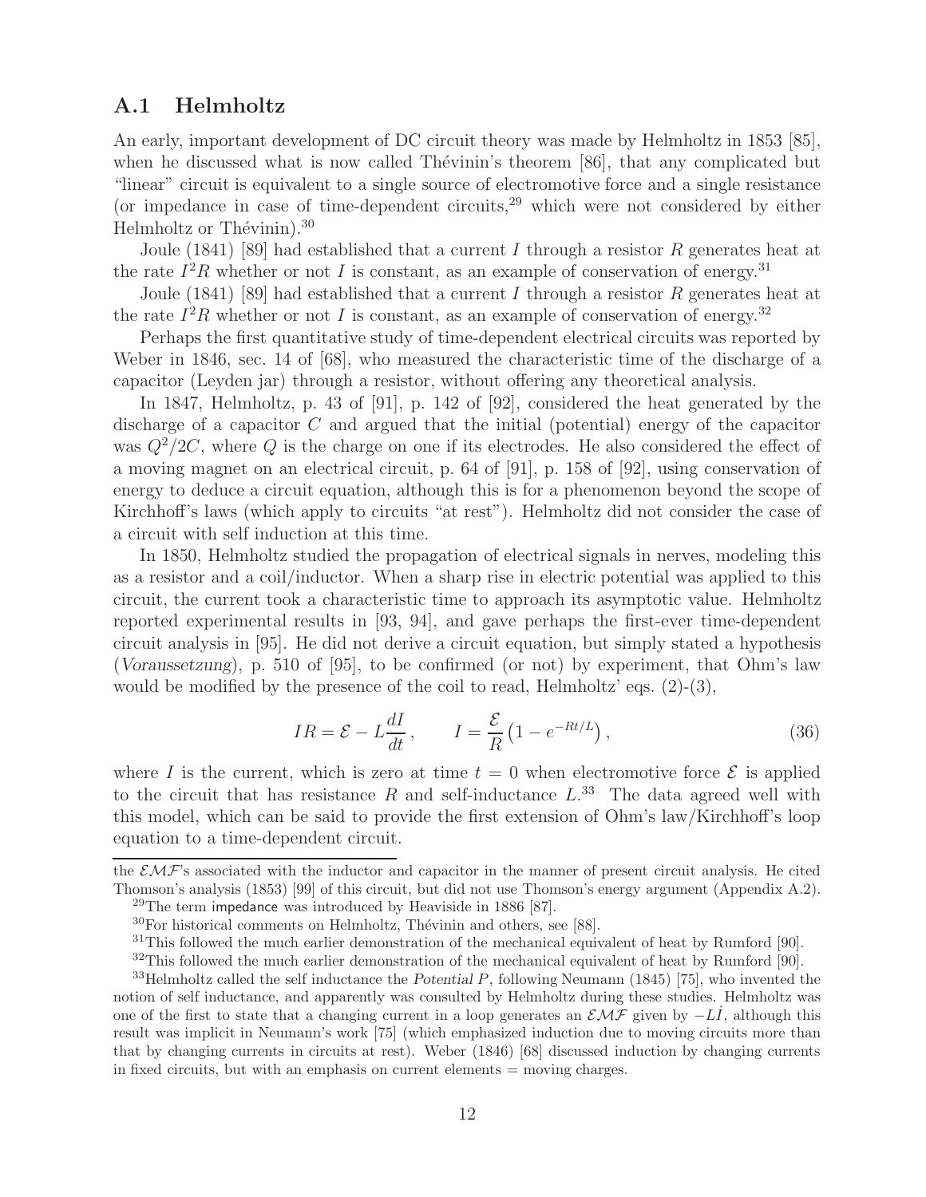### A.1 Helmholtz

An early, important development of DC circuit theory was made by Helmholtz in 1853 [85], when he discussed what is now called Thévinin's theorem [86], that any complicated but "linear" circuit is equivalent to a single source of electromotive force and a single resistance (or impedance in case of time-dependent circuits,[29] which were not considered by either Helmholtz or Thévinin).[30]

Joule (1841) [89] had established that a current $I$ through a resistor $R$ generates heat at the rate $I^2R$ whether or not $I$ is constant, as an example of conservation of energy.[31]

Joule (1841) [89] had established that a current $I$ through a resistor $R$ generates heat at the rate $I^2R$ whether or not $I$ is constant, as an example of conservation of energy.[32]

Perhaps the first quantitative study of time-dependent electrical circuits was reported by Weber in 1846, sec. 14 of [68], who measured the characteristic time of the discharge of a capacitor (Leyden jar) through a resistor, without offering any theoretical analysis.

In 1847, Helmholtz, p. 43 of [91], p. 142 of [92], considered the heat generated by the discharge of a capacitor $C$ and argued that the initial (potential) energy of the capacitor was $Q^2/2C$, where $Q$ is the charge on one if its electrodes. He also considered the effect of a moving magnet on an electrical circuit, p. 64 of [91], p. 158 of [92], using conservation of energy to deduce a circuit equation, although this is for a phenomenon beyond the scope of Kirchhoff's laws (which apply to circuits "at rest"). Helmholtz did not consider the case of a circuit with self induction at this time.

In 1850, Helmholtz studied the propagation of electrical signals in nerves, modeling this as a resistor and a coil/inductor. When a sharp rise in electric potential was applied to this circuit, the current took a characteristic time to approach its asymptotic value. Helmholtz reported experimental results in [93, 94], and gave perhaps the first-ever time-dependent circuit analysis in [95]. He did not derive a circuit equation, but simply stated a hypothesis (*Voraussetzung*), p. 510 of [95], to be confirmed (or not) by experiment, that Ohm's law would be modified by the presence of the coil to read, Helmholtz' eqs. (2)-(3),

$$IR = \mathcal{E} - L\frac{dI}{dt}\,, \qquad I = \frac{\mathcal{E}}{R}\left(1 - e^{-Rt/L}\right), \tag{36}$$

where $I$ is the current, which is zero at time $t = 0$ when electromotive force $\mathcal{E}$ is applied to the circuit that has resistance $R$ and self-inductance $L$.[33] The data agreed well with this model, which can be said to provide the first extension of Ohm's law/Kirchhoff's loop equation to a time-dependent circuit.

---

the $\mathcal{EMF}$'s associated with the inductor and capacitor in the manner of present circuit analysis. He cited Thomson's analysis (1853) [99] of this circuit, but did not use Thomson's energy argument (Appendix A.2).

[29] The term impedance was introduced by Heaviside in 1886 [87].

[30] For historical comments on Helmholtz, Thévinin and others, see [88].

[31] This followed the much earlier demonstration of the mechanical equivalent of heat by Rumford [90].

[32] This followed the much earlier demonstration of the mechanical equivalent of heat by Rumford [90].

[33] Helmholtz called the self inductance the *Potential P*, following Neumann (1845) [75], who invented the notion of self inductance, and apparently was consulted by Helmholtz during these studies. Helmholtz was one of the first to state that a changing current in a loop generates an $\mathcal{EMF}$ given by $-L\dot{I}$, although this result was implicit in Neumann's work [75] (which emphasized induction due to moving circuits more than that by changing currents in circuits at rest). Weber (1846) [68] discussed induction by changing currents in fixed circuits, but with an emphasis on current elements = moving charges.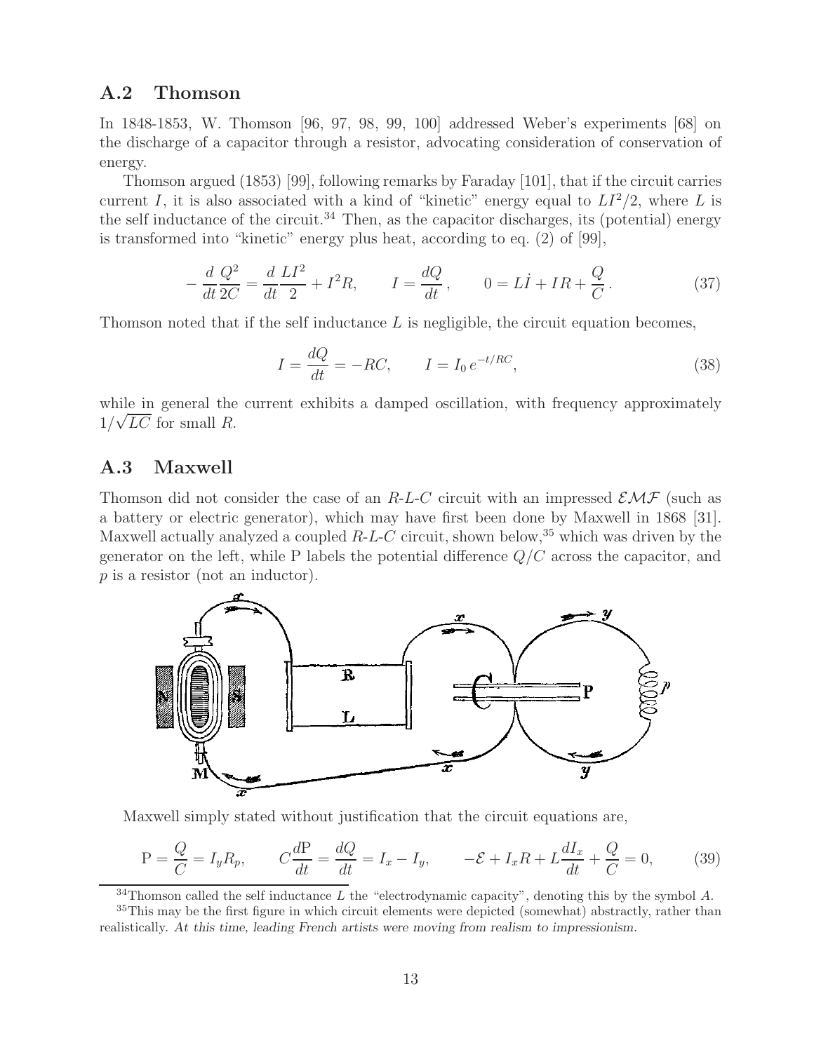## A.2 Thomson

In 1848-1853, W. Thomson [96, 97, 98, 99, 100] addressed Weber's experiments [68] on the discharge of a capacitor through a resistor, advocating consideration of conservation of energy.

Thomson argued (1853) [99], following remarks by Faraday [101], that if the circuit carries current $I$, it is also associated with a kind of "kinetic" energy equal to $LI^2/2$, where $L$ is the self inductance of the circuit.[34] Then, as the capacitor discharges, its (potential) energy is transformed into "kinetic" energy plus heat, according to eq. (2) of [99],

$$-\frac{d}{dt}\frac{Q^2}{2C} = \frac{d}{dt}\frac{LI^2}{2} + I^2 R, \qquad I = \frac{dQ}{dt}, \qquad 0 = L\dot{I} + IR + \frac{Q}{C}. \tag{37}$$

Thomson noted that if the self inductance $L$ is negligible, the circuit equation becomes,

$$I = \frac{dQ}{dt} = -RC, \qquad I = I_0\, e^{-t/RC}, \tag{38}$$

while in general the current exhibits a damped oscillation, with frequency approximately $1/\sqrt{LC}$ for small $R$.

## A.3 Maxwell

Thomson did not consider the case of an $R$-$L$-$C$ circuit with an impressed $\mathcal{EMF}$ (such as a battery or electric generator), which may have first been done by Maxwell in 1868 [31]. Maxwell actually analyzed a coupled $R$-$L$-$C$ circuit, shown below,[35] which was driven by the generator on the left, while P labels the potential difference $Q/C$ across the capacitor, and $p$ is a resistor (not an inductor).

Maxwell simply stated without justification that the circuit equations are,

$$\mathrm{P} = \frac{Q}{C} = I_y R_p, \qquad C\frac{d\mathrm{P}}{dt} = \frac{dQ}{dt} = I_x - I_y, \qquad -\mathcal{E} + I_x R + L\frac{dI_x}{dt} + \frac{Q}{C} = 0, \tag{39}$$

---

[34] Thomson called the self inductance $L$ the "electrodynamic capacity", denoting this by the symbol $A$.

[35] This may be the first figure in which circuit elements were depicted (somewhat) abstractly, rather than realistically. *At this time, leading French artists were moving from realism to impressionism.*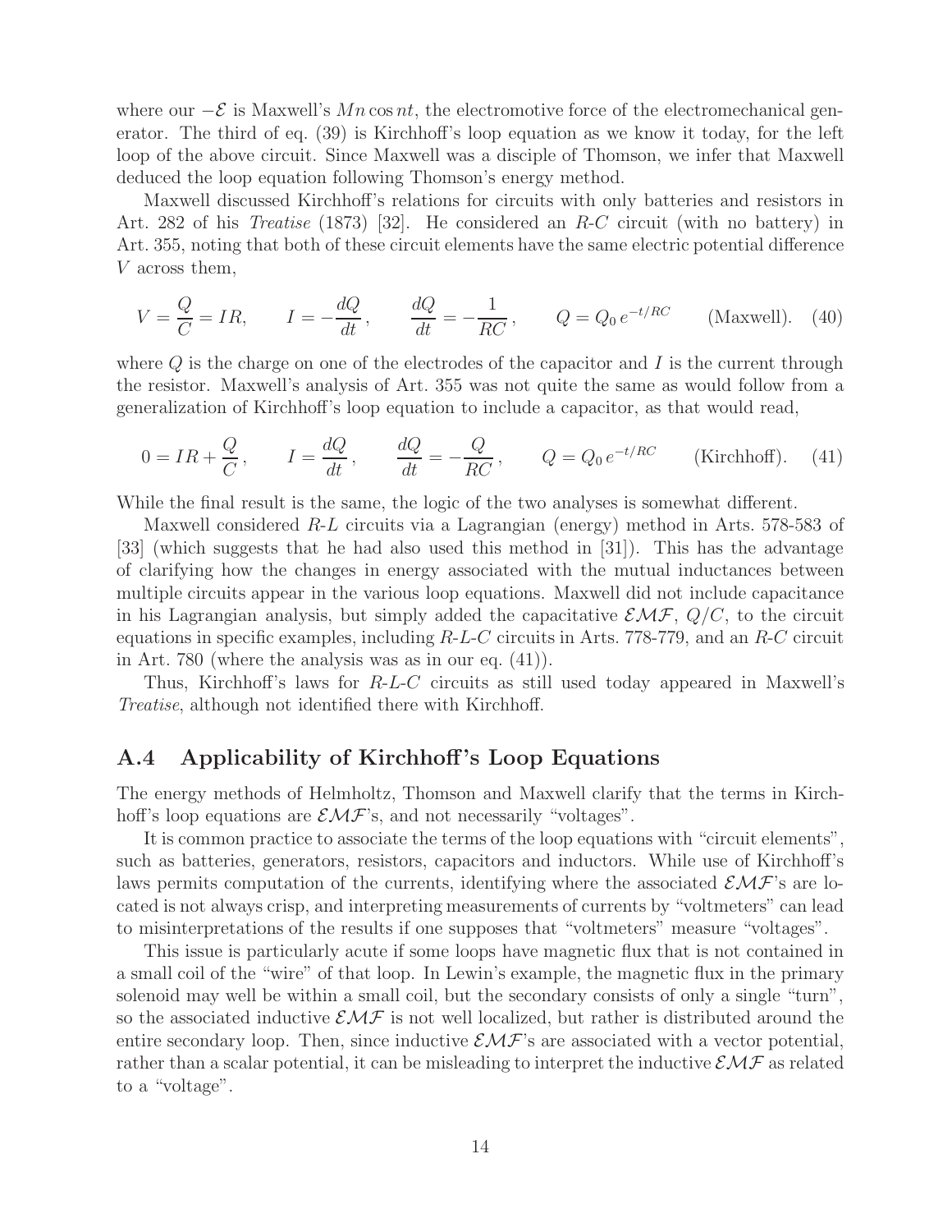where our $-\mathcal{E}$ is Maxwell's $Mn \cos nt$, the electromotive force of the electromechanical generator. The third of eq. (39) is Kirchhoff's loop equation as we know it today, for the left loop of the above circuit. Since Maxwell was a disciple of Thomson, we infer that Maxwell deduced the loop equation following Thomson's energy method.

Maxwell discussed Kirchhoff's relations for circuits with only batteries and resistors in Art. 282 of his *Treatise* (1873) [32]. He considered an *R-C* circuit (with no battery) in Art. 355, noting that both of these circuit elements have the same electric potential difference $V$ across them,

$$V = \frac{Q}{C} = IR, \qquad I = -\frac{dQ}{dt}, \qquad \frac{dQ}{dt} = -\frac{1}{RC}, \qquad Q = Q_0\, e^{-t/RC} \qquad \text{(Maxwell)}. \quad (40)$$

where $Q$ is the charge on one of the electrodes of the capacitor and $I$ is the current through the resistor. Maxwell's analysis of Art. 355 was not quite the same as would follow from a generalization of Kirchhoff's loop equation to include a capacitor, as that would read,

$$0 = IR + \frac{Q}{C}, \qquad I = \frac{dQ}{dt}, \qquad \frac{dQ}{dt} = -\frac{Q}{RC}, \qquad Q = Q_0\, e^{-t/RC} \qquad \text{(Kirchhoff)}. \quad (41)$$

While the final result is the same, the logic of the two analyses is somewhat different.

Maxwell considered *R-L* circuits via a Lagrangian (energy) method in Arts. 578-583 of [33] (which suggests that he had also used this method in [31]). This has the advantage of clarifying how the changes in energy associated with the mutual inductances between multiple circuits appear in the various loop equations. Maxwell did not include capacitance in his Lagrangian analysis, but simply added the capacitative $\mathcal{EMF}$, $Q/C$, to the circuit equations in specific examples, including *R-L-C* circuits in Arts. 778-779, and an *R-C* circuit in Art. 780 (where the analysis was as in our eq. (41)).

Thus, Kirchhoff's laws for *R-L-C* circuits as still used today appeared in Maxwell's *Treatise*, although not identified there with Kirchhoff.

## A.4 Applicability of Kirchhoff's Loop Equations

The energy methods of Helmholtz, Thomson and Maxwell clarify that the terms in Kirchhoff's loop equations are $\mathcal{EMF}$'s, and not necessarily "voltages".

It is common practice to associate the terms of the loop equations with "circuit elements", such as batteries, generators, resistors, capacitors and inductors. While use of Kirchhoff's laws permits computation of the currents, identifying where the associated $\mathcal{EMF}$'s are located is not always crisp, and interpreting measurements of currents by "voltmeters" can lead to misinterpretations of the results if one supposes that "voltmeters" measure "voltages".

This issue is particularly acute if some loops have magnetic flux that is not contained in a small coil of the "wire" of that loop. In Lewin's example, the magnetic flux in the primary solenoid may well be within a small coil, but the secondary consists of only a single "turn", so the associated inductive $\mathcal{EMF}$ is not well localized, but rather is distributed around the entire secondary loop. Then, since inductive $\mathcal{EMF}$'s are associated with a vector potential, rather than a scalar potential, it can be misleading to interpret the inductive $\mathcal{EMF}$ as related to a "voltage".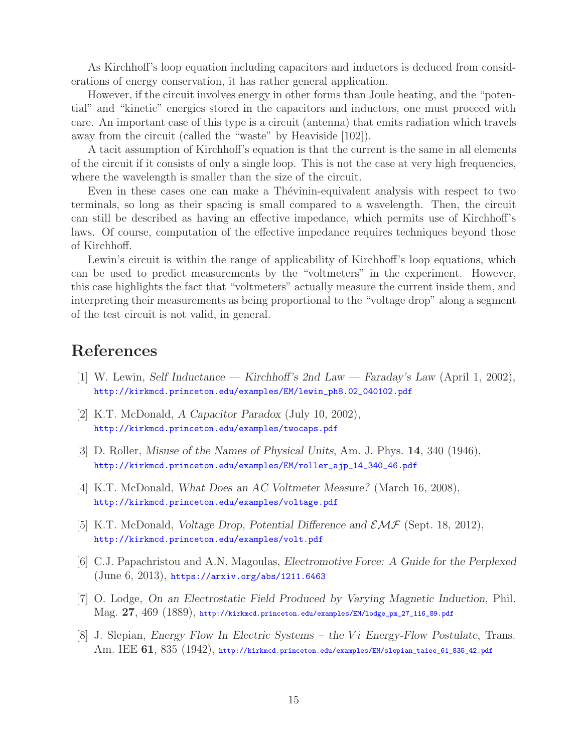As Kirchhoff's loop equation including capacitors and inductors is deduced from considerations of energy conservation, it has rather general application.

However, if the circuit involves energy in other forms than Joule heating, and the "potential" and "kinetic" energies stored in the capacitors and inductors, one must proceed with care. An important case of this type is a circuit (antenna) that emits radiation which travels away from the circuit (called the "waste" by Heaviside [102]).

A tacit assumption of Kirchhoff's equation is that the current is the same in all elements of the circuit if it consists of only a single loop. This is not the case at very high frequencies, where the wavelength is smaller than the size of the circuit.

Even in these cases one can make a Thévinin-equivalent analysis with respect to two terminals, so long as their spacing is small compared to a wavelength. Then, the circuit can still be described as having an effective impedance, which permits use of Kirchhoff's laws. Of course, computation of the effective impedance requires techniques beyond those of Kirchhoff.

Lewin's circuit is within the range of applicability of Kirchhoff's loop equations, which can be used to predict measurements by the "voltmeters" in the experiment. However, this case highlights the fact that "voltmeters" actually measure the current inside them, and interpreting their measurements as being proportional to the "voltage drop" along a segment of the test circuit is not valid, in general.

## References

[1] W. Lewin, *Self Inductance — Kirchhoff's 2nd Law — Faraday's Law* (April 1, 2002), http://kirkmcd.princeton.edu/examples/EM/lewin_ph8.02_040102.pdf

[2] K.T. McDonald, *A Capacitor Paradox* (July 10, 2002), http://kirkmcd.princeton.edu/examples/twocaps.pdf

[3] D. Roller, *Misuse of the Names of Physical Units*, Am. J. Phys. **14**, 340 (1946), http://kirkmcd.princeton.edu/examples/EM/roller_ajp_14_340_46.pdf

[4] K.T. McDonald, *What Does an AC Voltmeter Measure?* (March 16, 2008), http://kirkmcd.princeton.edu/examples/voltage.pdf

[5] K.T. McDonald, *Voltage Drop, Potential Difference and $\mathcal{EMF}$* (Sept. 18, 2012), http://kirkmcd.princeton.edu/examples/volt.pdf

[6] C.J. Papachristou and A.N. Magoulas, *Electromotive Force: A Guide for the Perplexed* (June 6, 2013), https://arxiv.org/abs/1211.6463

[7] O. Lodge, *On an Electrostatic Field Produced by Varying Magnetic Induction*, Phil. Mag. **27**, 469 (1889), http://kirkmcd.princeton.edu/examples/EM/lodge_pm_27_116_89.pdf

[8] J. Slepian, *Energy Flow In Electric Systems – the $Vi$ Energy-Flow Postulate*, Trans. Am. IEE **61**, 835 (1942), http://kirkmcd.princeton.edu/examples/EM/slepian_taiee_61_835_42.pdf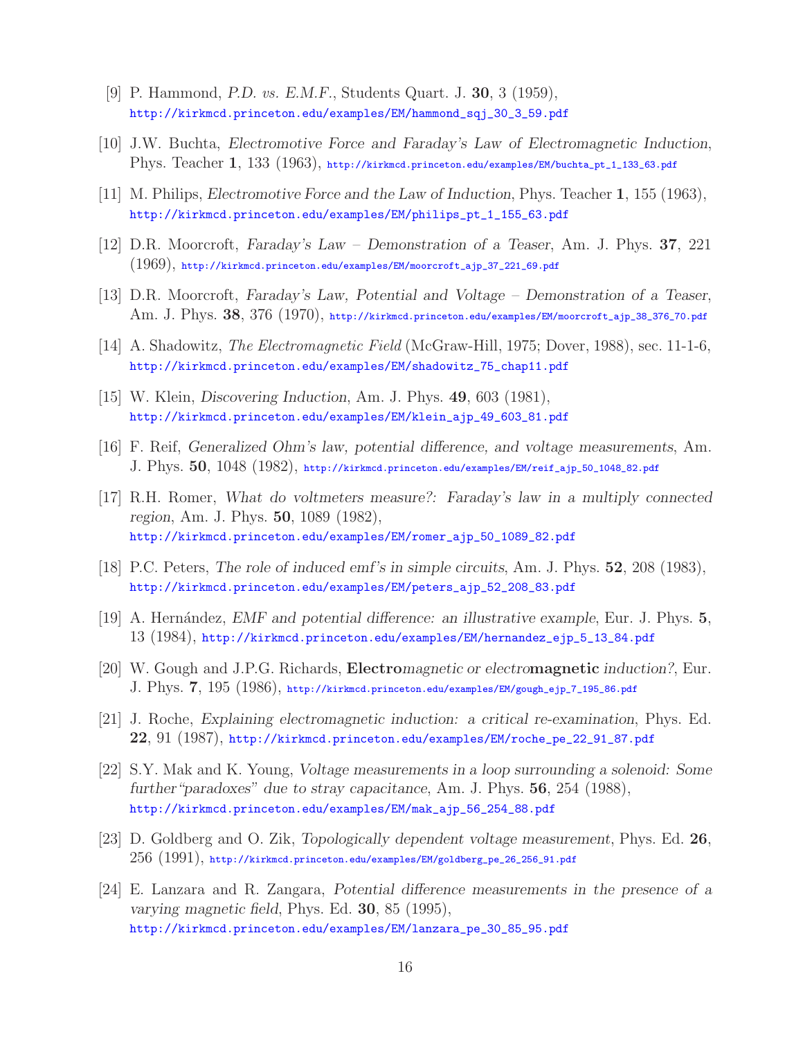[9] P. Hammond, *P.D. vs. E.M.F.*, Students Quart. J. **30**, 3 (1959), http://kirkmcd.princeton.edu/examples/EM/hammond_sqj_30_3_59.pdf

[10] J.W. Buchta, *Electromotive Force and Faraday's Law of Electromagnetic Induction*, Phys. Teacher **1**, 133 (1963), http://kirkmcd.princeton.edu/examples/EM/buchta_pt_1_133_63.pdf

[11] M. Philips, *Electromotive Force and the Law of Induction*, Phys. Teacher **1**, 155 (1963), http://kirkmcd.princeton.edu/examples/EM/philips_pt_1_155_63.pdf

[12] D.R. Moorcroft, *Faraday's Law – Demonstration of a Teaser*, Am. J. Phys. **37**, 221 (1969), http://kirkmcd.princeton.edu/examples/EM/moorcroft_ajp_37_221_69.pdf

[13] D.R. Moorcroft, *Faraday's Law, Potential and Voltage – Demonstration of a Teaser*, Am. J. Phys. **38**, 376 (1970), http://kirkmcd.princeton.edu/examples/EM/moorcroft_ajp_38_376_70.pdf

[14] A. Shadowitz, *The Electromagnetic Field* (McGraw-Hill, 1975; Dover, 1988), sec. 11-1-6, http://kirkmcd.princeton.edu/examples/EM/shadowitz_75_chap11.pdf

[15] W. Klein, *Discovering Induction*, Am. J. Phys. **49**, 603 (1981), http://kirkmcd.princeton.edu/examples/EM/klein_ajp_49_603_81.pdf

[16] F. Reif, *Generalized Ohm's law, potential difference, and voltage measurements*, Am. J. Phys. **50**, 1048 (1982), http://kirkmcd.princeton.edu/examples/EM/reif_ajp_50_1048_82.pdf

[17] R.H. Romer, *What do voltmeters measure?: Faraday's law in a multiply connected region*, Am. J. Phys. **50**, 1089 (1982), http://kirkmcd.princeton.edu/examples/EM/romer_ajp_50_1089_82.pdf

[18] P.C. Peters, *The role of induced emf's in simple circuits*, Am. J. Phys. **52**, 208 (1983), http://kirkmcd.princeton.edu/examples/EM/peters_ajp_52_208_83.pdf

[19] A. Hernández, *EMF and potential difference: an illustrative example*, Eur. J. Phys. **5**, 13 (1984), http://kirkmcd.princeton.edu/examples/EM/hernandez_ejp_5_13_84.pdf

[20] W. Gough and J.P.G. Richards, ***Electro**magnetic or electro**magnetic** induction?*, Eur. J. Phys. **7**, 195 (1986), http://kirkmcd.princeton.edu/examples/EM/gough_ejp_7_195_86.pdf

[21] J. Roche, *Explaining electromagnetic induction: a critical re-examination*, Phys. Ed. **22**, 91 (1987), http://kirkmcd.princeton.edu/examples/EM/roche_pe_22_91_87.pdf

[22] S.Y. Mak and K. Young, *Voltage measurements in a loop surrounding a solenoid: Some further"paradoxes" due to stray capacitance*, Am. J. Phys. **56**, 254 (1988), http://kirkmcd.princeton.edu/examples/EM/mak_ajp_56_254_88.pdf

[23] D. Goldberg and O. Zik, *Topologically dependent voltage measurement*, Phys. Ed. **26**, 256 (1991), http://kirkmcd.princeton.edu/examples/EM/goldberg_pe_26_256_91.pdf

[24] E. Lanzara and R. Zangara, *Potential difference measurements in the presence of a varying magnetic field*, Phys. Ed. **30**, 85 (1995), http://kirkmcd.princeton.edu/examples/EM/lanzara_pe_30_85_95.pdf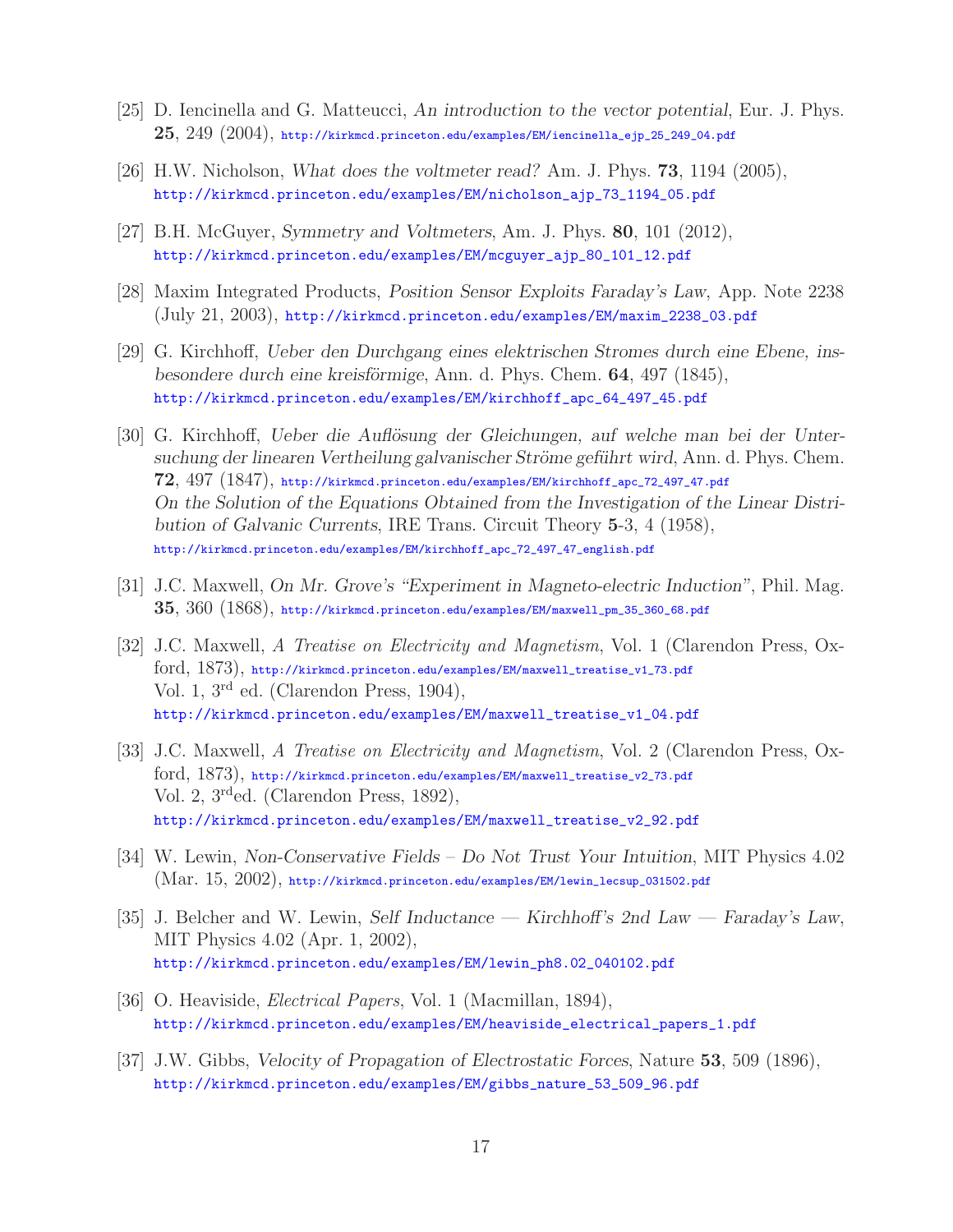[25] D. Iencinella and G. Matteucci, *An introduction to the vector potential*, Eur. J. Phys. **25**, 249 (2004), http://kirkmcd.princeton.edu/examples/EM/iencinella_ejp_25_249_04.pdf

[26] H.W. Nicholson, *What does the voltmeter read?* Am. J. Phys. **73**, 1194 (2005), http://kirkmcd.princeton.edu/examples/EM/nicholson_ajp_73_1194_05.pdf

[27] B.H. McGuyer, *Symmetry and Voltmeters*, Am. J. Phys. **80**, 101 (2012), http://kirkmcd.princeton.edu/examples/EM/mcguyer_ajp_80_101_12.pdf

[28] Maxim Integrated Products, *Position Sensor Exploits Faraday's Law*, App. Note 2238 (July 21, 2003), http://kirkmcd.princeton.edu/examples/EM/maxim_2238_03.pdf

[29] G. Kirchhoff, *Ueber den Durchgang eines elektrischen Stromes durch eine Ebene, insbesondere durch eine kreisförmige*, Ann. d. Phys. Chem. **64**, 497 (1845), http://kirkmcd.princeton.edu/examples/EM/kirchhoff_apc_64_497_45.pdf

[30] G. Kirchhoff, *Ueber die Auflösung der Gleichungen, auf welche man bei der Untersuchung der linearen Vertheilung galvanischer Ströme geführt wird*, Ann. d. Phys. Chem. **72**, 497 (1847), http://kirkmcd.princeton.edu/examples/EM/kirchhoff_apc_72_497_47.pdf
*On the Solution of the Equations Obtained from the Investigation of the Linear Distribution of Galvanic Currents*, IRE Trans. Circuit Theory **5**-3, 4 (1958), http://kirkmcd.princeton.edu/examples/EM/kirchhoff_apc_72_497_47_english.pdf

[31] J.C. Maxwell, *On Mr. Grove's "Experiment in Magneto-electric Induction"*, Phil. Mag. **35**, 360 (1868), http://kirkmcd.princeton.edu/examples/EM/maxwell_pm_35_360_68.pdf

[32] J.C. Maxwell, *A Treatise on Electricity and Magnetism*, Vol. 1 (Clarendon Press, Oxford, 1873), http://kirkmcd.princeton.edu/examples/EM/maxwell_treatise_v1_73.pdf
Vol. 1, 3rd ed. (Clarendon Press, 1904), http://kirkmcd.princeton.edu/examples/EM/maxwell_treatise_v1_04.pdf

[33] J.C. Maxwell, *A Treatise on Electricity and Magnetism*, Vol. 2 (Clarendon Press, Oxford, 1873), http://kirkmcd.princeton.edu/examples/EM/maxwell_treatise_v2_73.pdf
Vol. 2, 3rd ed. (Clarendon Press, 1892), http://kirkmcd.princeton.edu/examples/EM/maxwell_treatise_v2_92.pdf

[34] W. Lewin, *Non-Conservative Fields – Do Not Trust Your Intuition*, MIT Physics 4.02 (Mar. 15, 2002), http://kirkmcd.princeton.edu/examples/EM/lewin_lecsup_031502.pdf

[35] J. Belcher and W. Lewin, *Self Inductance — Kirchhoff's 2nd Law — Faraday's Law*, MIT Physics 4.02 (Apr. 1, 2002), http://kirkmcd.princeton.edu/examples/EM/lewin_ph8.02_040102.pdf

[36] O. Heaviside, *Electrical Papers*, Vol. 1 (Macmillan, 1894), http://kirkmcd.princeton.edu/examples/EM/heaviside_electrical_papers_1.pdf

[37] J.W. Gibbs, *Velocity of Propagation of Electrostatic Forces*, Nature **53**, 509 (1896), http://kirkmcd.princeton.edu/examples/EM/gibbs_nature_53_509_96.pdf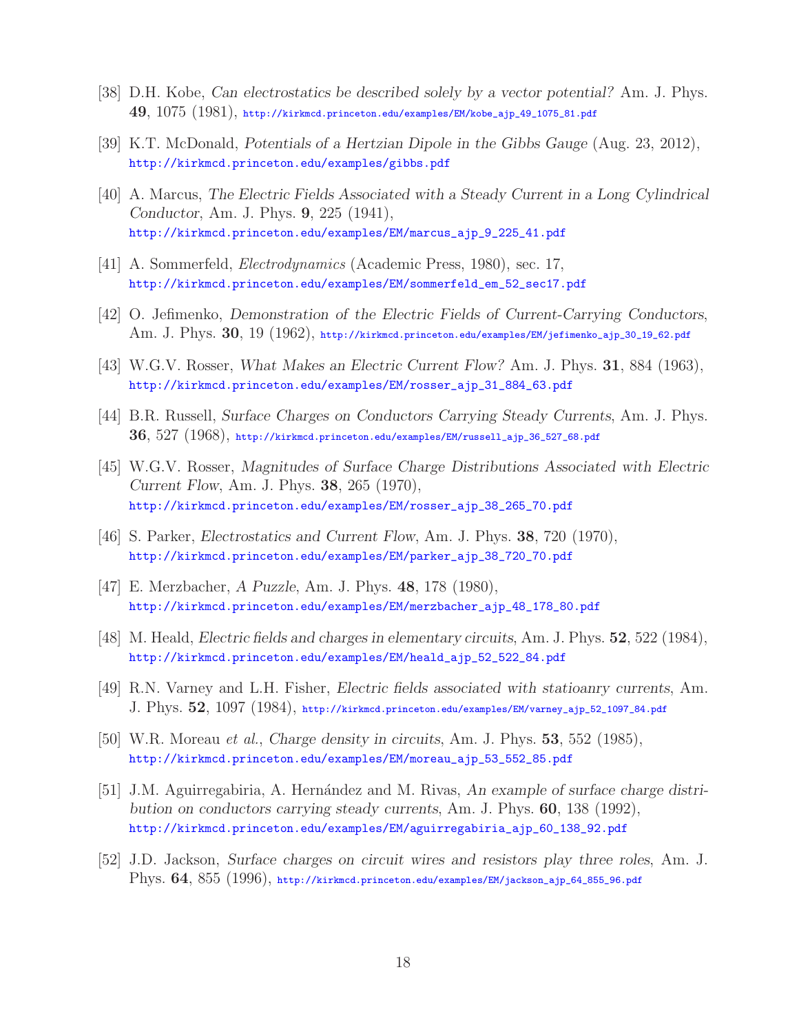[38] D.H. Kobe, *Can electrostatics be described solely by a vector potential?* Am. J. Phys. **49**, 1075 (1981), http://kirkmcd.princeton.edu/examples/EM/kobe_ajp_49_1075_81.pdf

[39] K.T. McDonald, *Potentials of a Hertzian Dipole in the Gibbs Gauge* (Aug. 23, 2012), http://kirkmcd.princeton.edu/examples/gibbs.pdf

[40] A. Marcus, *The Electric Fields Associated with a Steady Current in a Long Cylindrical Conductor*, Am. J. Phys. **9**, 225 (1941), http://kirkmcd.princeton.edu/examples/EM/marcus_ajp_9_225_41.pdf

[41] A. Sommerfeld, *Electrodynamics* (Academic Press, 1980), sec. 17, http://kirkmcd.princeton.edu/examples/EM/sommerfeld_em_52_sec17.pdf

[42] O. Jefimenko, *Demonstration of the Electric Fields of Current-Carrying Conductors*, Am. J. Phys. **30**, 19 (1962), http://kirkmcd.princeton.edu/examples/EM/jefimenko_ajp_30_19_62.pdf

[43] W.G.V. Rosser, *What Makes an Electric Current Flow?* Am. J. Phys. **31**, 884 (1963), http://kirkmcd.princeton.edu/examples/EM/rosser_ajp_31_884_63.pdf

[44] B.R. Russell, *Surface Charges on Conductors Carrying Steady Currents*, Am. J. Phys. **36**, 527 (1968), http://kirkmcd.princeton.edu/examples/EM/russell_ajp_36_527_68.pdf

[45] W.G.V. Rosser, *Magnitudes of Surface Charge Distributions Associated with Electric Current Flow*, Am. J. Phys. **38**, 265 (1970), http://kirkmcd.princeton.edu/examples/EM/rosser_ajp_38_265_70.pdf

[46] S. Parker, *Electrostatics and Current Flow*, Am. J. Phys. **38**, 720 (1970), http://kirkmcd.princeton.edu/examples/EM/parker_ajp_38_720_70.pdf

[47] E. Merzbacher, *A Puzzle*, Am. J. Phys. **48**, 178 (1980), http://kirkmcd.princeton.edu/examples/EM/merzbacher_ajp_48_178_80.pdf

[48] M. Heald, *Electric fields and charges in elementary circuits*, Am. J. Phys. **52**, 522 (1984), http://kirkmcd.princeton.edu/examples/EM/heald_ajp_52_522_84.pdf

[49] R.N. Varney and L.H. Fisher, *Electric fields associated with statioanry currents*, Am. J. Phys. **52**, 1097 (1984), http://kirkmcd.princeton.edu/examples/EM/varney_ajp_52_1097_84.pdf

[50] W.R. Moreau *et al.*, *Charge density in circuits*, Am. J. Phys. **53**, 552 (1985), http://kirkmcd.princeton.edu/examples/EM/moreau_ajp_53_552_85.pdf

[51] J.M. Aguirregabiria, A. Hernández and M. Rivas, *An example of surface charge distribution on conductors carrying steady currents*, Am. J. Phys. **60**, 138 (1992), http://kirkmcd.princeton.edu/examples/EM/aguirregabiria_ajp_60_138_92.pdf

[52] J.D. Jackson, *Surface charges on circuit wires and resistors play three roles*, Am. J. Phys. **64**, 855 (1996), http://kirkmcd.princeton.edu/examples/EM/jackson_ajp_64_855_96.pdf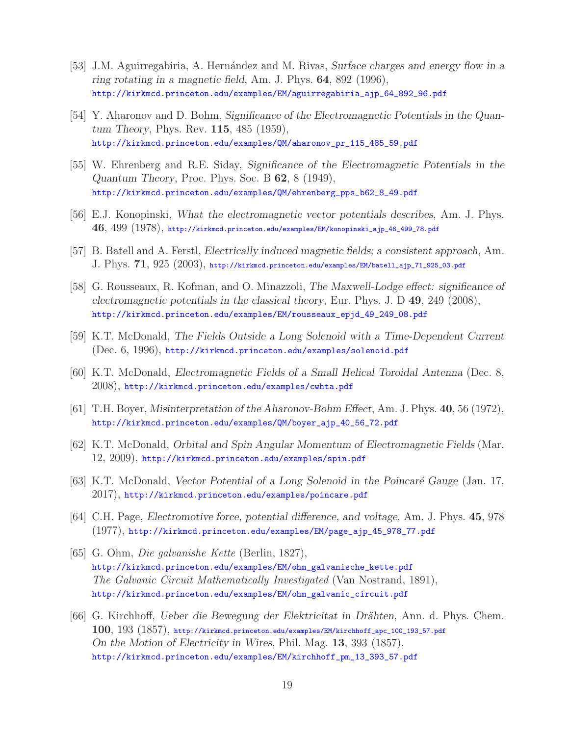[53] J.M. Aguirregabiria, A. Hernández and M. Rivas, *Surface charges and energy flow in a ring rotating in a magnetic field*, Am. J. Phys. **64**, 892 (1996), http://kirkmcd.princeton.edu/examples/EM/aguirregabiria_ajp_64_892_96.pdf

[54] Y. Aharonov and D. Bohm, *Significance of the Electromagnetic Potentials in the Quantum Theory*, Phys. Rev. **115**, 485 (1959), http://kirkmcd.princeton.edu/examples/QM/aharonov_pr_115_485_59.pdf

[55] W. Ehrenberg and R.E. Siday, *Significance of the Electromagnetic Potentials in the Quantum Theory*, Proc. Phys. Soc. B **62**, 8 (1949), http://kirkmcd.princeton.edu/examples/QM/ehrenberg_pps_b62_8_49.pdf

[56] E.J. Konopinski, *What the electromagnetic vector potentials describes*, Am. J. Phys. **46**, 499 (1978), http://kirkmcd.princeton.edu/examples/EM/konopinski_ajp_46_499_78.pdf

[57] B. Batell and A. Ferstl, *Electrically induced magnetic fields; a consistent approach*, Am. J. Phys. **71**, 925 (2003), http://kirkmcd.princeton.edu/examples/EM/batell_ajp_71_925_03.pdf

[58] G. Rousseaux, R. Kofman, and O. Minazzoli, *The Maxwell-Lodge effect: significance of electromagnetic potentials in the classical theory*, Eur. Phys. J. D **49**, 249 (2008), http://kirkmcd.princeton.edu/examples/EM/rousseaux_epjd_49_249_08.pdf

[59] K.T. McDonald, *The Fields Outside a Long Solenoid with a Time-Dependent Current* (Dec. 6, 1996), http://kirkmcd.princeton.edu/examples/solenoid.pdf

[60] K.T. McDonald, *Electromagnetic Fields of a Small Helical Toroidal Antenna* (Dec. 8, 2008), http://kirkmcd.princeton.edu/examples/cwhta.pdf

[61] T.H. Boyer, *Misinterpretation of the Aharonov-Bohm Effect*, Am. J. Phys. **40**, 56 (1972), http://kirkmcd.princeton.edu/examples/QM/boyer_ajp_40_56_72.pdf

[62] K.T. McDonald, *Orbital and Spin Angular Momentum of Electromagnetic Fields* (Mar. 12, 2009), http://kirkmcd.princeton.edu/examples/spin.pdf

[63] K.T. McDonald, *Vector Potential of a Long Solenoid in the Poincaré Gauge* (Jan. 17, 2017), http://kirkmcd.princeton.edu/examples/poincare.pdf

[64] C.H. Page, *Electromotive force, potential difference, and voltage*, Am. J. Phys. **45**, 978 (1977), http://kirkmcd.princeton.edu/examples/EM/page_ajp_45_978_77.pdf

[65] G. Ohm, *Die galvanishe Kette* (Berlin, 1827), http://kirkmcd.princeton.edu/examples/EM/ohm_galvanische_kette.pdf
*The Galvanic Circuit Mathematically Investigated* (Van Nostrand, 1891), http://kirkmcd.princeton.edu/examples/EM/ohm_galvanic_circuit.pdf

[66] G. Kirchhoff, *Ueber die Bewegung der Elektricitat in Drähten*, Ann. d. Phys. Chem. **100**, 193 (1857), http://kirkmcd.princeton.edu/examples/EM/kirchhoff_apc_100_193_57.pdf
*On the Motion of Electricity in Wires*, Phil. Mag. **13**, 393 (1857), http://kirkmcd.princeton.edu/examples/EM/kirchhoff_pm_13_393_57.pdf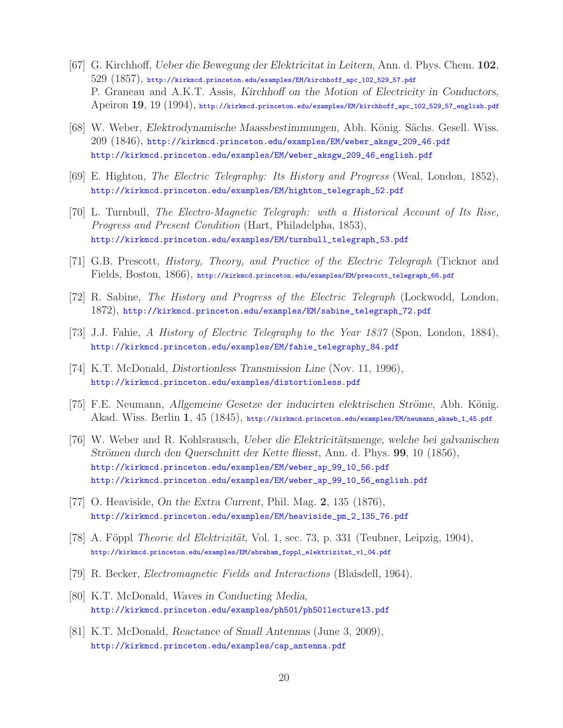[67] G. Kirchhoff, *Ueber die Bewegung der Elektricitat in Leitern*, Ann. d. Phys. Chem. **102**, 529 (1857), http://kirkmcd.princeton.edu/examples/EM/kirchhoff_apc_102_529_57.pdf
P. Graneau and A.K.T. Assis, *Kirchhoff on the Motion of Electricity in Conductors*, Apeiron **19**, 19 (1994), http://kirkmcd.princeton.edu/examples/EM/kirchhoff_apc_102_529_57_english.pdf

[68] W. Weber, *Elektrodynamische Maassbestimmungen*, Abh. König. Sächs. Gesell. Wiss. 209 (1846), http://kirkmcd.princeton.edu/examples/EM/weber_aksgw_209_46.pdf
http://kirkmcd.princeton.edu/examples/EM/weber_aksgw_209_46_english.pdf

[69] E. Highton, *The Electric Telegraphy: Its History and Progress* (Weal, London, 1852), http://kirkmcd.princeton.edu/examples/EM/highton_telegraph_52.pdf

[70] L. Turnbull, *The Electro-Magnetic Telegraph: with a Historical Account of Its Rise, Progress and Present Condition* (Hart, Philadelpha, 1853), http://kirkmcd.princeton.edu/examples/EM/turnbull_telegraph_53.pdf

[71] G.B. Prescott, *History, Theory, and Practice of the Electric Telegraph* (Ticknor and Fields, Boston, 1866), http://kirkmcd.princeton.edu/examples/EM/prescott_telegraph_66.pdf

[72] R. Sabine, *The History and Progress of the Electric Telegraph* (Lockwodd, London, 1872), http://kirkmcd.princeton.edu/examples/EM/sabine_telegraph_72.pdf

[73] J.J. Fahie, *A History of Electric Telegraphy to the Year 1837* (Spon, London, 1884), http://kirkmcd.princeton.edu/examples/EM/fahie_telegraphy_84.pdf

[74] K.T. McDonald, *Distortionless Transmission Line* (Nov. 11, 1996), http://kirkmcd.princeton.edu/examples/distortionless.pdf

[75] F.E. Neumann, *Allgemeine Gesetze der inducirten elektrischen Ströme*, Abh. König. Akad. Wiss. Berlin **1**, 45 (1845), http://kirkmcd.princeton.edu/examples/EM/neumann_akawb_1_45.pdf

[76] W. Weber and R. Kohlsrausch, *Ueber die Elektricitätsmenge, welche bei galvanischen Strömen durch den Querschnitt der Kette fliesst*, Ann. d. Phys. **99**, 10 (1856), http://kirkmcd.princeton.edu/examples/EM/weber_ap_99_10_56.pdf
http://kirkmcd.princeton.edu/examples/EM/weber_ap_99_10_56_english.pdf

[77] O. Heaviside, *On the Extra Current*, Phil. Mag. **2**, 135 (1876), http://kirkmcd.princeton.edu/examples/EM/heaviside_pm_2_135_76.pdf

[78] A. Föppl *Theorie del Elektrizität*, Vol. 1, sec. 73, p. 331 (Teubner, Leipzig, 1904), http://kirkmcd.princeton.edu/examples/EM/abraham_foppl_elektrizitat_v1_04.pdf

[79] R. Becker, *Electromagnetic Fields and Interactions* (Blaisdell, 1964).

[80] K.T. McDonald, *Waves in Conducting Media*, http://kirkmcd.princeton.edu/examples/ph501/ph501lecture13.pdf

[81] K.T. McDonald, *Reactance of Small Antennas* (June 3, 2009), http://kirkmcd.princeton.edu/examples/cap_antenna.pdf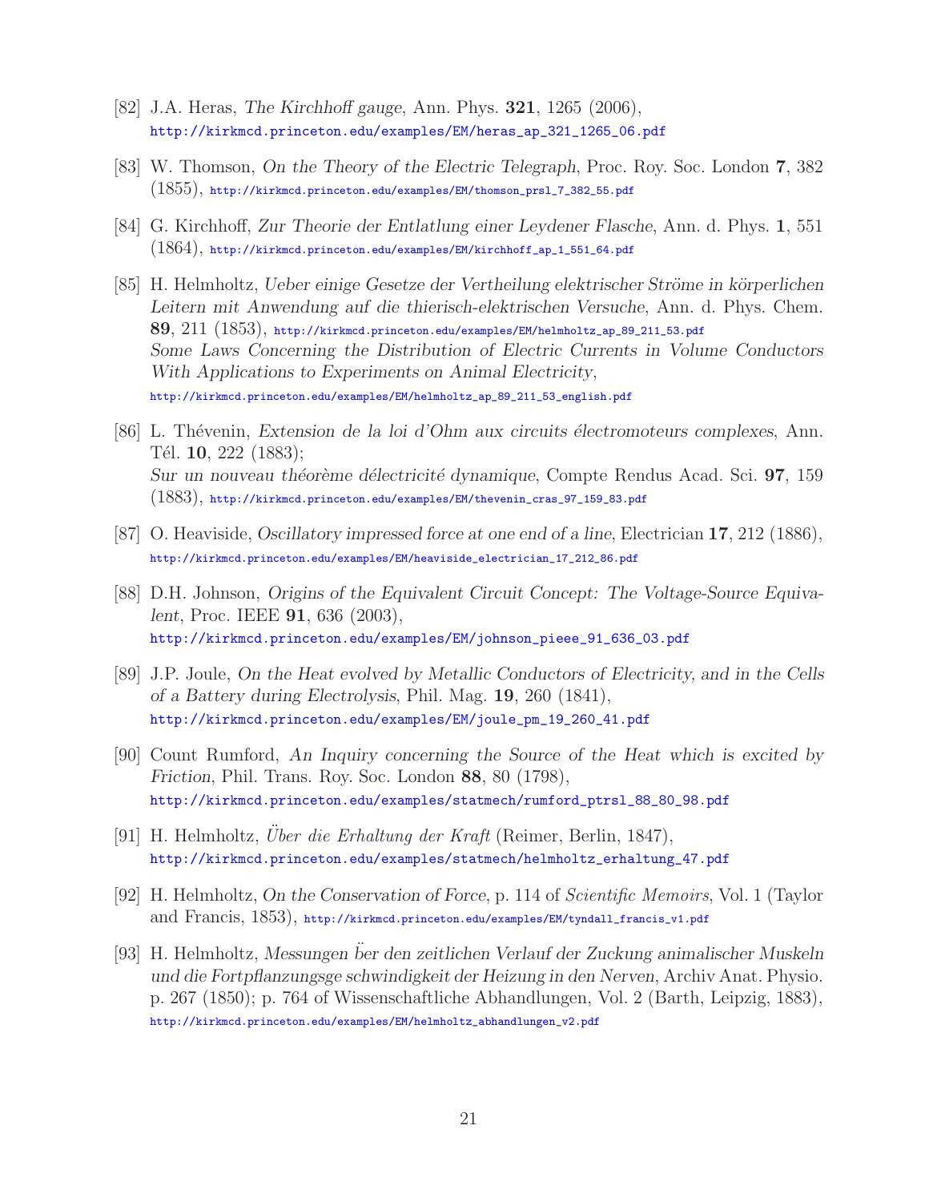[82] J.A. Heras, *The Kirchhoff gauge*, Ann. Phys. **321**, 1265 (2006),
http://kirkmcd.princeton.edu/examples/EM/heras_ap_321_1265_06.pdf

[83] W. Thomson, *On the Theory of the Electric Telegraph*, Proc. Roy. Soc. London **7**, 382 (1855), http://kirkmcd.princeton.edu/examples/EM/thomson_prsl_7_382_55.pdf

[84] G. Kirchhoff, *Zur Theorie der Entlatlung einer Leydener Flasche*, Ann. d. Phys. **1**, 551 (1864), http://kirkmcd.princeton.edu/examples/EM/kirchhoff_ap_1_551_64.pdf

[85] H. Helmholtz, *Ueber einige Gesetze der Vertheilung elektrischer Ströme in körperlichen Leitern mit Anwendung auf die thierisch-elektrischen Versuche*, Ann. d. Phys. Chem. **89**, 211 (1853), http://kirkmcd.princeton.edu/examples/EM/helmholtz_ap_89_211_53.pdf
*Some Laws Concerning the Distribution of Electric Currents in Volume Conductors With Applications to Experiments on Animal Electricity*,
http://kirkmcd.princeton.edu/examples/EM/helmholtz_ap_89_211_53_english.pdf

[86] L. Thévenin, *Extension de la loi d'Ohm aux circuits électromoteurs complexes*, Ann. Tél. **10**, 222 (1883);
*Sur un nouveau théorème délectricité dynamique*, Compte Rendus Acad. Sci. **97**, 159 (1883), http://kirkmcd.princeton.edu/examples/EM/thevenin_cras_97_159_83.pdf

[87] O. Heaviside, *Oscillatory impressed force at one end of a line*, Electrician **17**, 212 (1886),
http://kirkmcd.princeton.edu/examples/EM/heaviside_electrician_17_212_86.pdf

[88] D.H. Johnson, *Origins of the Equivalent Circuit Concept: The Voltage-Source Equivalent*, Proc. IEEE **91**, 636 (2003),
http://kirkmcd.princeton.edu/examples/EM/johnson_pieee_91_636_03.pdf

[89] J.P. Joule, *On the Heat evolved by Metallic Conductors of Electricity, and in the Cells of a Battery during Electrolysis*, Phil. Mag. **19**, 260 (1841),
http://kirkmcd.princeton.edu/examples/EM/joule_pm_19_260_41.pdf

[90] Count Rumford, *An Inquiry concerning the Source of the Heat which is excited by Friction*, Phil. Trans. Roy. Soc. London **88**, 80 (1798),
http://kirkmcd.princeton.edu/examples/statmech/rumford_ptrsl_88_80_98.pdf

[91] H. Helmholtz, *Über die Erhaltung der Kraft* (Reimer, Berlin, 1847),
http://kirkmcd.princeton.edu/examples/statmech/helmholtz_erhaltung_47.pdf

[92] H. Helmholtz, *On the Conservation of Force*, p. 114 of *Scientific Memoirs*, Vol. 1 (Taylor and Francis, 1853), http://kirkmcd.princeton.edu/examples/EM/tyndall_francis_v1.pdf

[93] H. Helmholtz, *Messungen ̈ber den zeitlichen Verlauf der Zuckung animalischer Muskeln und die Fortpflanzungsge schwindigkeit der Heizung in den Nerven*, Archiv Anat. Physio. p. 267 (1850); p. 764 of Wissenschaftliche Abhandlungen, Vol. 2 (Barth, Leipzig, 1883),
http://kirkmcd.princeton.edu/examples/EM/helmholtz_abhandlungen_v2.pdf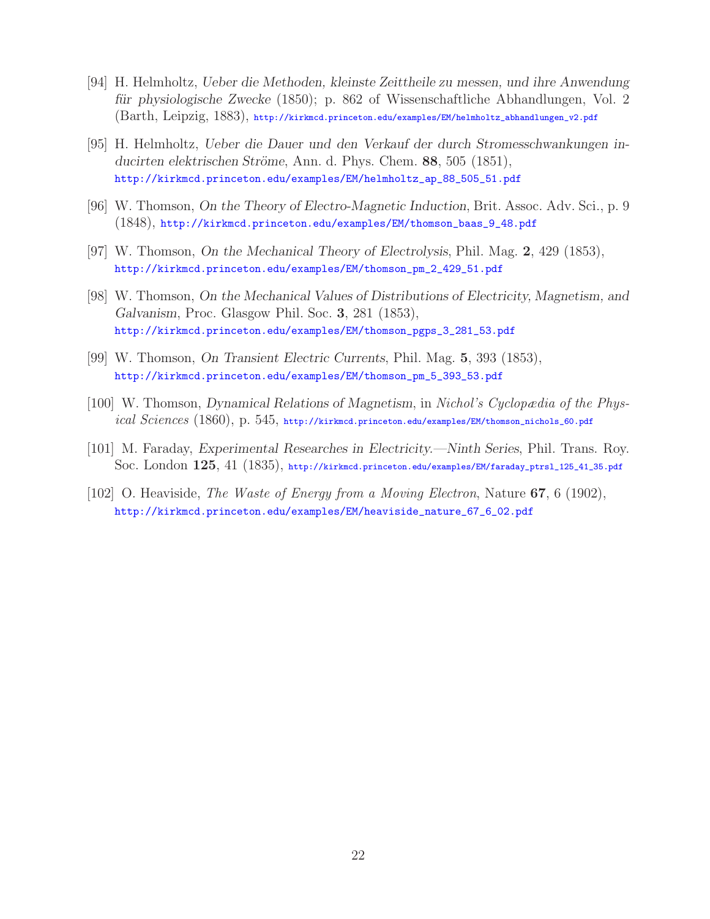[94] H. Helmholtz, *Ueber die Methoden, kleinste Zeittheile zu messen, und ihre Anwendung für physiologische Zwecke* (1850); p. 862 of Wissenschaftliche Abhandlungen, Vol. 2 (Barth, Leipzig, 1883), http://kirkmcd.princeton.edu/examples/EM/helmholtz_abhandlungen_v2.pdf

[95] H. Helmholtz, *Ueber die Dauer und den Verkauf der durch Stromesschwankungen inducirten elektrischen Ströme*, Ann. d. Phys. Chem. **88**, 505 (1851), http://kirkmcd.princeton.edu/examples/EM/helmholtz_ap_88_505_51.pdf

[96] W. Thomson, *On the Theory of Electro-Magnetic Induction*, Brit. Assoc. Adv. Sci., p. 9 (1848), http://kirkmcd.princeton.edu/examples/EM/thomson_baas_9_48.pdf

[97] W. Thomson, *On the Mechanical Theory of Electrolysis*, Phil. Mag. **2**, 429 (1853), http://kirkmcd.princeton.edu/examples/EM/thomson_pm_2_429_51.pdf

[98] W. Thomson, *On the Mechanical Values of Distributions of Electricity, Magnetism, and Galvanism*, Proc. Glasgow Phil. Soc. **3**, 281 (1853), http://kirkmcd.princeton.edu/examples/EM/thomson_pgps_3_281_53.pdf

[99] W. Thomson, *On Transient Electric Currents*, Phil. Mag. **5**, 393 (1853), http://kirkmcd.princeton.edu/examples/EM/thomson_pm_5_393_53.pdf

[100] W. Thomson, *Dynamical Relations of Magnetism*, in *Nichol's Cyclopædia of the Physical Sciences* (1860), p. 545, http://kirkmcd.princeton.edu/examples/EM/thomson_nichols_60.pdf

[101] M. Faraday, *Experimental Researches in Electricity.—Ninth Series*, Phil. Trans. Roy. Soc. London **125**, 41 (1835), http://kirkmcd.princeton.edu/examples/EM/faraday_ptrsl_125_41_35.pdf

[102] O. Heaviside, *The Waste of Energy from a Moving Electron*, Nature **67**, 6 (1902), http://kirkmcd.princeton.edu/examples/EM/heaviside_nature_67_6_02.pdf